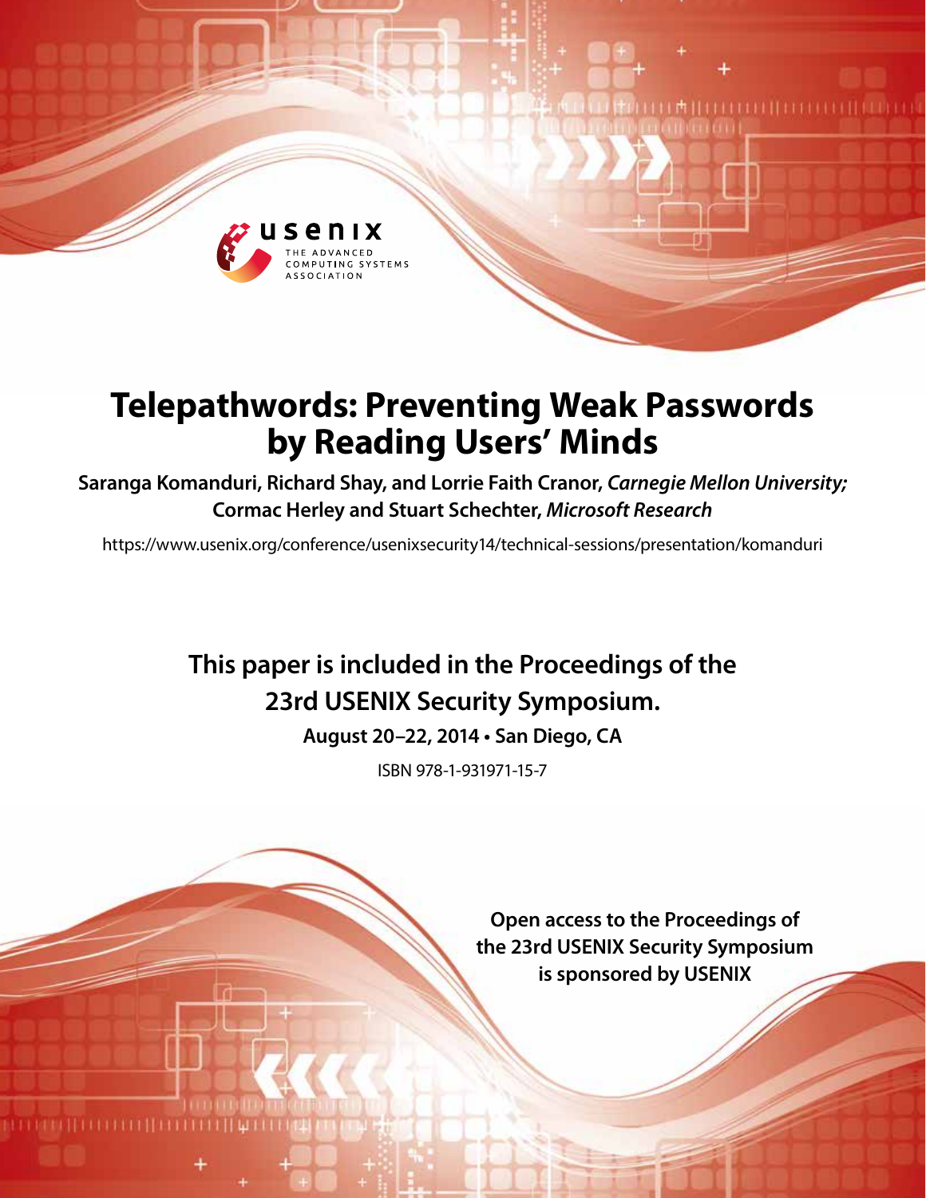usenix

THE ADVANCED COMPUTING SYSTEMS ASSOCIATION

# Telepathwords: Preventing Weak Passwords by Reading Users' Minds

**Saranga Komanduri, Richard Shay, and Lorrie Faith Cranor,** ***Carnegie Mellon University;*** **Cormac Herley and Stuart Schechter,** ***Microsoft Research***

https://www.usenix.org/conference/usenixsecurity14/technical-sessions/presentation/komanduri

**This paper is included in the Proceedings of the 23rd USENIX Security Symposium.**

**August 20–22, 2014 • San Diego, CA**

ISBN 978-1-931971-15-7

**Open access to the Proceedings of the 23rd USENIX Security Symposium is sponsored by USENIX**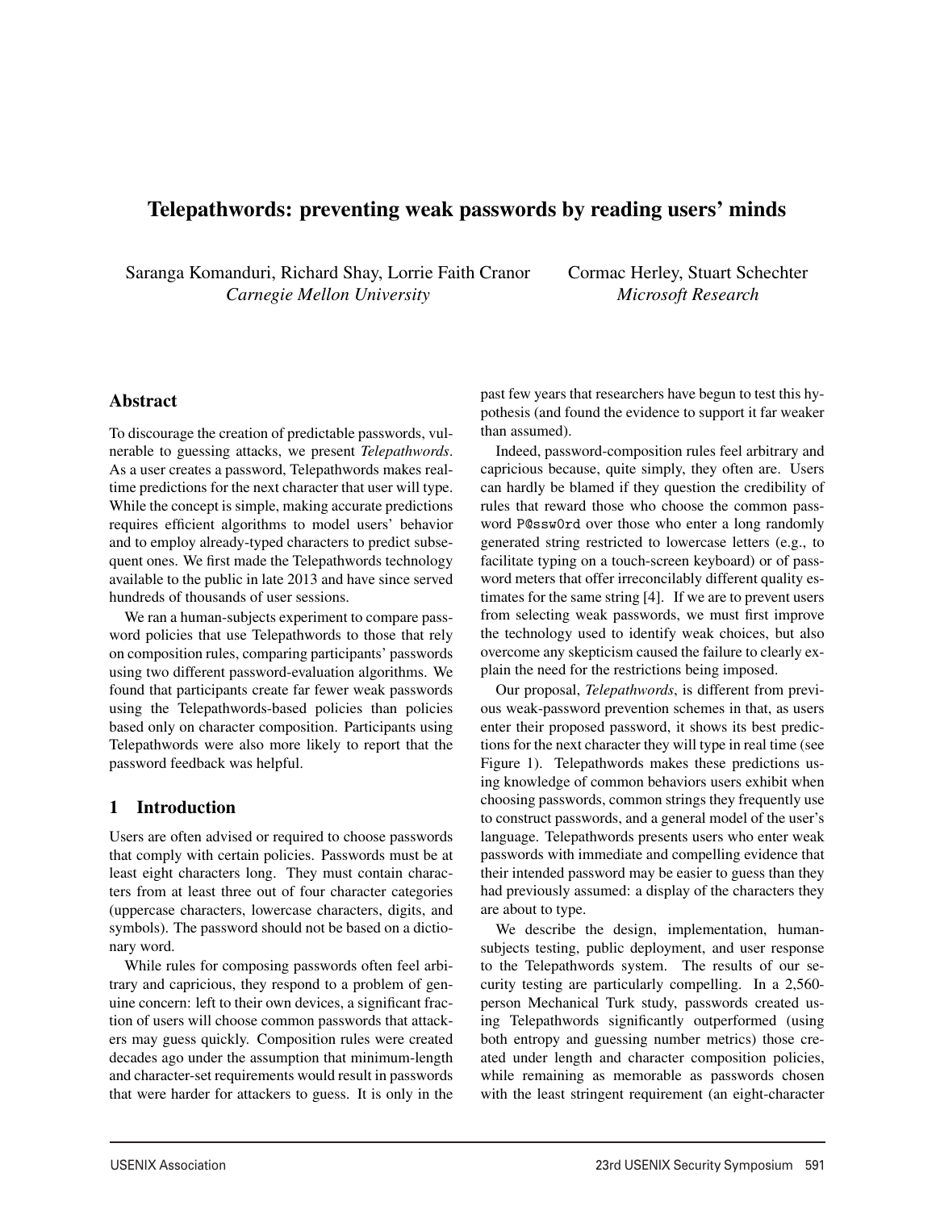# Telepathwords: preventing weak passwords by reading users' minds

Saranga Komanduri, Richard Shay, Lorrie Faith Cranor
*Carnegie Mellon University*

Cormac Herley, Stuart Schechter
*Microsoft Research*

## Abstract

To discourage the creation of predictable passwords, vulnerable to guessing attacks, we present *Telepathwords*. As a user creates a password, Telepathwords makes real-time predictions for the next character that user will type. While the concept is simple, making accurate predictions requires efficient algorithms to model users' behavior and to employ already-typed characters to predict subsequent ones. We first made the Telepathwords technology available to the public in late 2013 and have since served hundreds of thousands of user sessions.

We ran a human-subjects experiment to compare password policies that use Telepathwords to those that rely on composition rules, comparing participants' passwords using two different password-evaluation algorithms. We found that participants create far fewer weak passwords using the Telepathwords-based policies than policies based only on character composition. Participants using Telepathwords were also more likely to report that the password feedback was helpful.

## 1 Introduction

Users are often advised or required to choose passwords that comply with certain policies. Passwords must be at least eight characters long. They must contain characters from at least three out of four character categories (uppercase characters, lowercase characters, digits, and symbols). The password should not be based on a dictionary word.

While rules for composing passwords often feel arbitrary and capricious, they respond to a problem of genuine concern: left to their own devices, a significant fraction of users will choose common passwords that attackers may guess quickly. Composition rules were created decades ago under the assumption that minimum-length and character-set requirements would result in passwords that were harder for attackers to guess. It is only in the past few years that researchers have begun to test this hypothesis (and found the evidence to support it far weaker than assumed).

Indeed, password-composition rules feel arbitrary and capricious because, quite simply, they often are. Users can hardly be blamed if they question the credibility of rules that reward those who choose the common password `P@ssw0rd` over those who enter a long randomly generated string restricted to lowercase letters (e.g., to facilitate typing on a touch-screen keyboard) or of password meters that offer irreconcilably different quality estimates for the same string [4]. If we are to prevent users from selecting weak passwords, we must first improve the technology used to identify weak choices, but also overcome any skepticism caused the failure to clearly explain the need for the restrictions being imposed.

Our proposal, *Telepathwords*, is different from previous weak-password prevention schemes in that, as users enter their proposed password, it shows its best predictions for the next character they will type in real time (see Figure 1). Telepathwords makes these predictions using knowledge of common behaviors users exhibit when choosing passwords, common strings they frequently use to construct passwords, and a general model of the user's language. Telepathwords presents users who enter weak passwords with immediate and compelling evidence that their intended password may be easier to guess than they had previously assumed: a display of the characters they are about to type.

We describe the design, implementation, human-subjects testing, public deployment, and user response to the Telepathwords system. The results of our security testing are particularly compelling. In a 2,560-person Mechanical Turk study, passwords created using Telepathwords significantly outperformed (using both entropy and guessing number metrics) those created under length and character composition policies, while remaining as memorable as passwords chosen with the least stringent requirement (an eight-character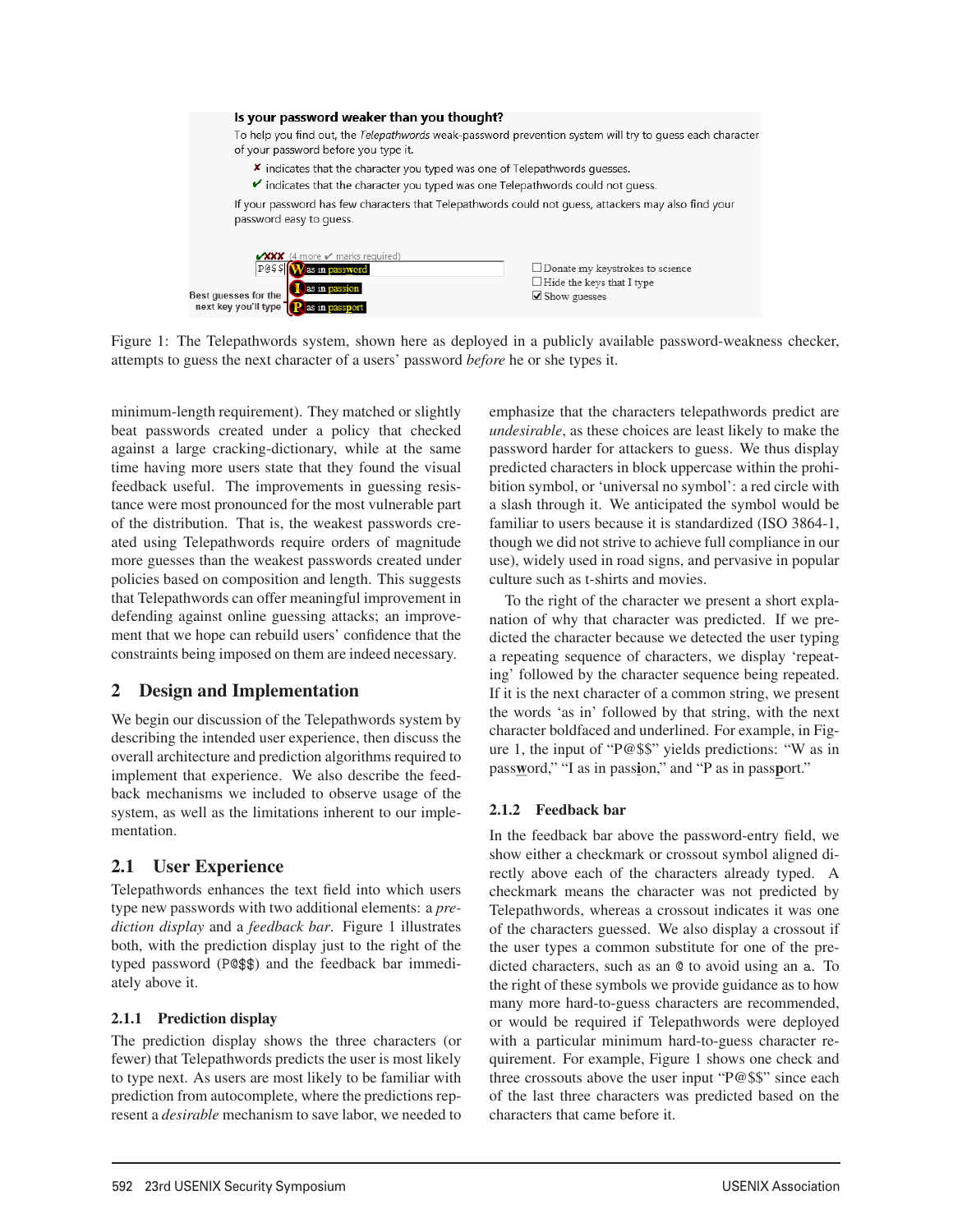**Is your password weaker than you thought?**

To help you find out, the *Telepathwords* weak-password prevention system will try to guess each character of your password before you type it.

✘ indicates that the character you typed was one of Telepathwords guesses.

✔ indicates that the character you typed was one Telepathwords could not guess.

If your password has few characters that Telepathwords could not guess, attackers may also find your password easy to guess.

✔✘✘✘ (4 more ✔ marks required)

P@$$ | W as in password | I as in passion | P as in passport

Best guesses for the next key you'll type

☐ Donate my keystrokes to science
☐ Hide the keys that I type
☑ Show guesses

Figure 1: The Telepathwords system, shown here as deployed in a publicly available password-weakness checker, attempts to guess the next character of a users' password *before* he or she types it.

minimum-length requirement). They matched or slightly beat passwords created under a policy that checked against a large cracking-dictionary, while at the same time having more users state that they found the visual feedback useful. The improvements in guessing resistance were most pronounced for the most vulnerable part of the distribution. That is, the weakest passwords created using Telepathwords require orders of magnitude more guesses than the weakest passwords created under policies based on composition and length. This suggests that Telepathwords can offer meaningful improvement in defending against online guessing attacks; an improvement that we hope can rebuild users' confidence that the constraints being imposed on them are indeed necessary.

## 2 Design and Implementation

We begin our discussion of the Telepathwords system by describing the intended user experience, then discuss the overall architecture and prediction algorithms required to implement that experience. We also describe the feedback mechanisms we included to observe usage of the system, as well as the limitations inherent to our implementation.

### 2.1 User Experience

Telepathwords enhances the text field into which users type new passwords with two additional elements: a *prediction display* and a *feedback bar*. Figure 1 illustrates both, with the prediction display just to the right of the typed password (P@$$) and the feedback bar immediately above it.

#### 2.1.1 Prediction display

The prediction display shows the three characters (or fewer) that Telepathwords predicts the user is most likely to type next. As users are most likely to be familiar with prediction from autocomplete, where the predictions represent a *desirable* mechanism to save labor, we needed to emphasize that the characters telepathwords predict are *undesirable*, as these choices are least likely to make the password harder for attackers to guess. We thus display predicted characters in block uppercase within the prohibition symbol, or 'universal no symbol': a red circle with a slash through it. We anticipated the symbol would be familiar to users because it is standardized (ISO 3864-1, though we did not strive to achieve full compliance in our use), widely used in road signs, and pervasive in popular culture such as t-shirts and movies.

To the right of the character we present a short explanation of why that character was predicted. If we predicted the character because we detected the user typing a repeating sequence of characters, we display 'repeating' followed by the character sequence being repeated. If it is the next character of a common string, we present the words 'as in' followed by that string, with the next character boldfaced and underlined. For example, in Figure 1, the input of "P@$$" yields predictions: "W as in pass**w**ord," "I as in pass**i**on," and "P as in pass**p**ort."

#### 2.1.2 Feedback bar

In the feedback bar above the password-entry field, we show either a checkmark or crossout symbol aligned directly above each of the characters already typed. A checkmark means the character was not predicted by Telepathwords, whereas a crossout indicates it was one of the characters guessed. We also display a crossout if the user types a common substitute for one of the predicted characters, such as an @ to avoid using an a. To the right of these symbols we provide guidance as to how many more hard-to-guess characters are recommended, or would be required if Telepathwords were deployed with a particular minimum hard-to-guess character requirement. For example, Figure 1 shows one check and three crossouts above the user input "P@$$" since each of the last three characters was predicted based on the characters that came before it.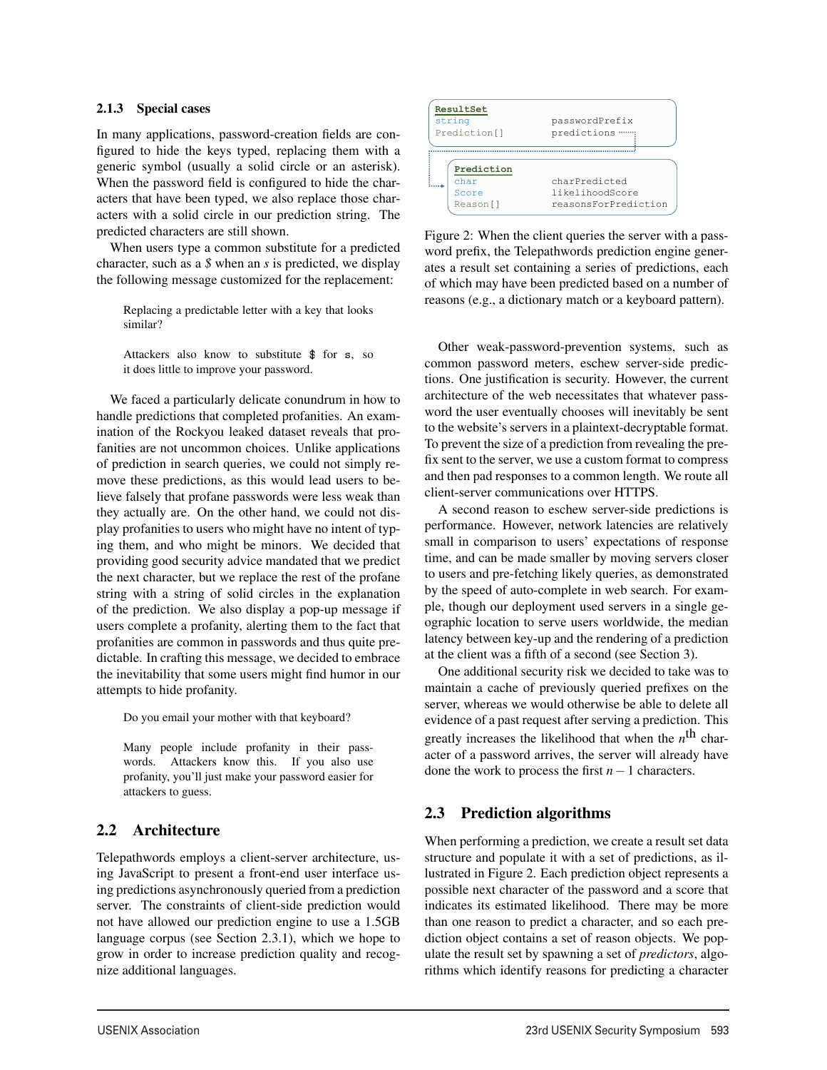### 2.1.3 Special cases

In many applications, password-creation fields are configured to hide the keys typed, replacing them with a generic symbol (usually a solid circle or an asterisk). When the password field is configured to hide the characters that have been typed, we also replace those characters with a solid circle in our prediction string. The predicted characters are still shown.

When users type a common substitute for a predicted character, such as a *$* when an *s* is predicted, we display the following message customized for the replacement:

> Replacing a predictable letter with a key that looks similar?
>
> Attackers also know to substitute `$` for `s`, so it does little to improve your password.

We faced a particularly delicate conundrum in how to handle predictions that completed profanities. An examination of the Rockyou leaked dataset reveals that profanities are not uncommon choices. Unlike applications of prediction in search queries, we could not simply remove these predictions, as this would lead users to believe falsely that profane passwords were less weak than they actually are. On the other hand, we could not display profanities to users who might have no intent of typing them, and who might be minors. We decided that providing good security advice mandated that we predict the next character, but we replace the rest of the profane string with a string of solid circles in the explanation of the prediction. We also display a pop-up message if users complete a profanity, alerting them to the fact that profanities are common in passwords and thus quite predictable. In crafting this message, we decided to embrace the inevitability that some users might find humor in our attempts to hide profanity.

> Do you email your mother with that keyboard?
>
> Many people include profanity in their passwords. Attackers know this. If you also use profanity, you'll just make your password easier for attackers to guess.

## 2.2 Architecture

Telepathwords employs a client-server architecture, using JavaScript to present a front-end user interface using predictions asynchronously queried from a prediction server. The constraints of client-side prediction would not have allowed our prediction engine to use a 1.5GB language corpus (see Section 2.3.1), which we hope to grow in order to increase prediction quality and recognize additional languages.

```
ResultSet
string                passwordPrefix
Prediction[]          predictions

    Prediction
    char              charPredicted
    Score             likelihoodScore
    Reason[]          reasonsForPrediction
```

Figure 2: When the client queries the server with a password prefix, the Telepathwords prediction engine generates a result set containing a series of predictions, each of which may have been predicted based on a number of reasons (e.g., a dictionary match or a keyboard pattern).

Other weak-password-prevention systems, such as common password meters, eschew server-side predictions. One justification is security. However, the current architecture of the web necessitates that whatever password the user eventually chooses will inevitably be sent to the website's servers in a plaintext-decryptable format. To prevent the size of a prediction from revealing the prefix sent to the server, we use a custom format to compress and then pad responses to a common length. We route all client-server communications over HTTPS.

A second reason to eschew server-side predictions is performance. However, network latencies are relatively small in comparison to users' expectations of response time, and can be made smaller by moving servers closer to users and pre-fetching likely queries, as demonstrated by the speed of auto-complete in web search. For example, though our deployment used servers in a single geographic location to serve users worldwide, the median latency between key-up and the rendering of a prediction at the client was a fifth of a second (see Section 3).

One additional security risk we decided to take was to maintain a cache of previously queried prefixes on the server, whereas we would otherwise be able to delete all evidence of a past request after serving a prediction. This greatly increases the likelihood that when the $n^{\text{th}}$ character of a password arrives, the server will already have done the work to process the first $n-1$ characters.

## 2.3 Prediction algorithms

When performing a prediction, we create a result set data structure and populate it with a set of predictions, as illustrated in Figure 2. Each prediction object represents a possible next character of the password and a score that indicates its estimated likelihood. There may be more than one reason to predict a character, and so each prediction object contains a set of reason objects. We populate the result set by spawning a set of *predictors*, algorithms which identify reasons for predicting a character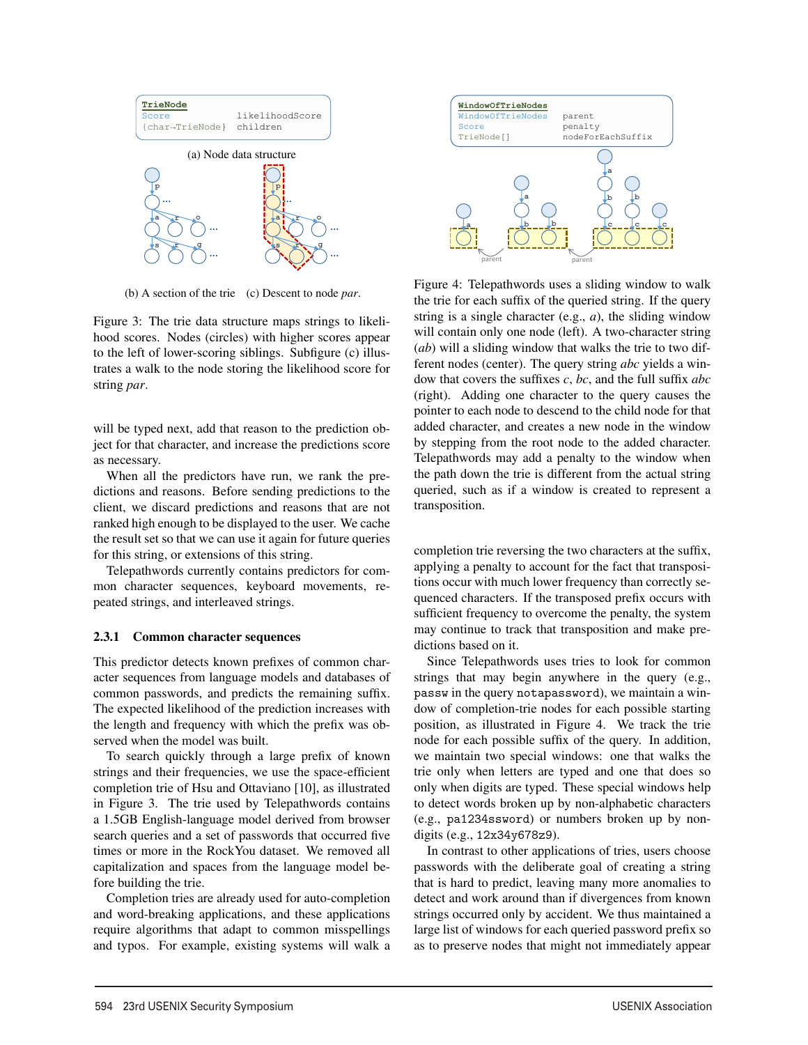(a) Node data structure

(b) A section of the trie (c) Descent to node *par*.

Figure 3: The trie data structure maps strings to likelihood scores. Nodes (circles) with higher scores appear to the left of lower-scoring siblings. Subfigure (c) illustrates a walk to the node storing the likelihood score for string *par*.

will be typed next, add that reason to the prediction object for that character, and increase the predictions score as necessary.

When all the predictors have run, we rank the predictions and reasons. Before sending predictions to the client, we discard predictions and reasons that are not ranked high enough to be displayed to the user. We cache the result set so that we can use it again for future queries for this string, or extensions of this string.

Telepathwords currently contains predictors for common character sequences, keyboard movements, repeated strings, and interleaved strings.

### 2.3.1 Common character sequences

This predictor detects known prefixes of common character sequences from language models and databases of common passwords, and predicts the remaining suffix. The expected likelihood of the prediction increases with the length and frequency with which the prefix was observed when the model was built.

To search quickly through a large prefix of known strings and their frequencies, we use the space-efficient completion trie of Hsu and Ottaviano [10], as illustrated in Figure 3. The trie used by Telepathwords contains a 1.5GB English-language model derived from browser search queries and a set of passwords that occurred five times or more in the RockYou dataset. We removed all capitalization and spaces from the language model before building the trie.

Completion tries are already used for auto-completion and word-breaking applications, and these applications require algorithms that adapt to common misspellings and typos. For example, existing systems will walk a completion trie reversing the two characters at the suffix, applying a penalty to account for the fact that transpositions occur with much lower frequency than correctly sequenced characters. If the transposed prefix occurs with sufficient frequency to overcome the penalty, the system may continue to track that transposition and make predictions based on it.

Figure 4: Telepathwords uses a sliding window to walk the trie for each suffix of the queried string. If the query string is a single character (e.g., *a*), the sliding window will contain only one node (left). A two-character string (*ab*) will a sliding window that walks the trie to two different nodes (center). The query string *abc* yields a window that covers the suffixes *c*, *bc*, and the full suffix *abc* (right). Adding one character to the query causes the pointer to each node to descend to the child node for that added character, and creates a new node in the window by stepping from the root node to the added character. Telepathwords may add a penalty to the window when the path down the trie is different from the actual string queried, such as if a window is created to represent a transposition.

Since Telepathwords uses tries to look for common strings that may begin anywhere in the query (e.g., `passw` in the query `notapassword`), we maintain a window of completion-trie nodes for each possible starting position, as illustrated in Figure 4. We track the trie node for each possible suffix of the query. In addition, we maintain two special windows: one that walks the trie only when letters are typed and one that does so only when digits are typed. These special windows help to detect words broken up by non-alphabetic characters (e.g., `pa1234ssword`) or numbers broken up by non-digits (e.g., `12x34y678z9`).

In contrast to other applications of tries, users choose passwords with the deliberate goal of creating a string that is hard to predict, leaving many more anomalies to detect and work around than if divergences from known strings occurred only by accident. We thus maintained a large list of windows for each queried password prefix so as to preserve nodes that might not immediately appear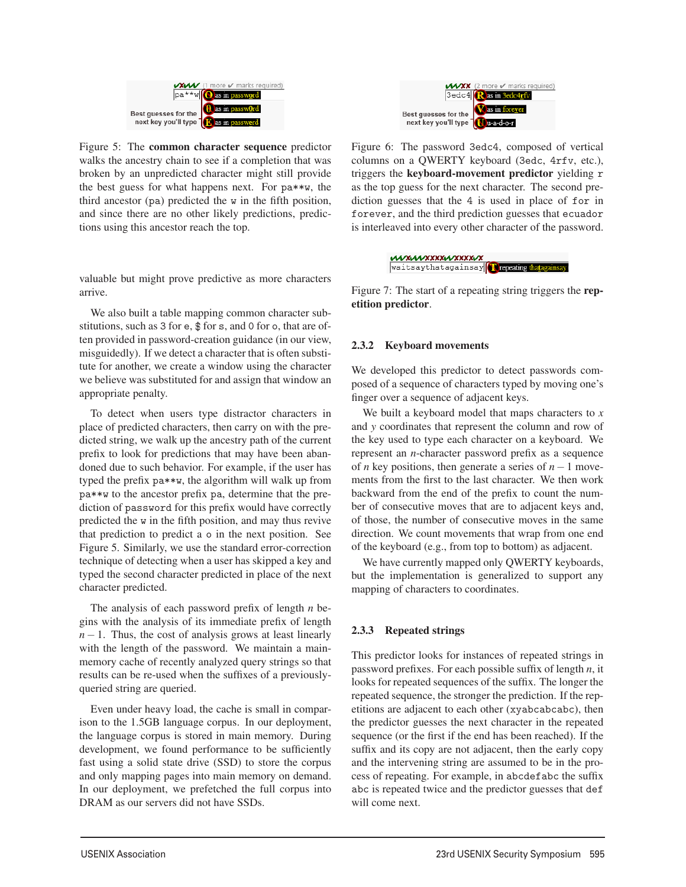Figure 5: The **common character sequence** predictor walks the ancestry chain to see if a completion that was broken by an unpredicted character might still provide the best guess for what happens next. For `pa**w`, the third ancestor (`pa`) predicted the `w` in the fifth position, and since there are no other likely predictions, predictions using this ancestor reach the top.

valuable but might prove predictive as more characters arrive.

We also built a table mapping common character substitutions, such as `3` for `e`, `$` for `s`, and `0` for `o`, that are often provided in password-creation guidance (in our view, misguidedly). If we detect a character that is often substitute for another, we create a window using the character we believe was substituted for and assign that window an appropriate penalty.

To detect when users type distractor characters in place of predicted characters, then carry on with the predicted string, we walk up the ancestry path of the current prefix to look for predictions that may have been abandoned due to such behavior. For example, if the user has typed the prefix `pa**w`, the algorithm will walk up from `pa**w` to the ancestor prefix `pa`, determine that the prediction of `password` for this prefix would have correctly predicted the `w` in the fifth position, and may thus revive that prediction to predict a `o` in the next position. See Figure 5. Similarly, we use the standard error-correction technique of detecting when a user has skipped a key and typed the second character predicted in place of the next character predicted.

The analysis of each password prefix of length $n$ begins with the analysis of its immediate prefix of length $n-1$. Thus, the cost of analysis grows at least linearly with the length of the password. We maintain a main-memory cache of recently analyzed query strings so that results can be re-used when the suffixes of a previously-queried string are queried.

Even under heavy load, the cache is small in comparison to the 1.5GB language corpus. In our deployment, the language corpus is stored in main memory. During development, we found performance to be sufficiently fast using a solid state drive (SSD) to store the corpus and only mapping pages into main memory on demand. In our deployment, we prefetched the full corpus into DRAM as our servers did not have SSDs.

Figure 6: The password `3edc4`, composed of vertical columns on a QWERTY keyboard (`3edc`, `4rfv`, etc.), triggers the **keyboard-movement predictor** yielding `r` as the top guess for the next character. The second prediction guesses that the `4` is used in place of `for` in `forever`, and the third prediction guesses that `ecuador` is interleaved into every other character of the password.

Figure 7: The start of a repeating string triggers the **repetition predictor**.

### 2.3.2 Keyboard movements

We developed this predictor to detect passwords composed of a sequence of characters typed by moving one's finger over a sequence of adjacent keys.

We built a keyboard model that maps characters to $x$ and $y$ coordinates that represent the column and row of the key used to type each character on a keyboard. We represent an $n$-character password prefix as a sequence of $n$ key positions, then generate a series of $n-1$ movements from the first to the last character. We then work backward from the end of the prefix to count the number of consecutive moves that are to adjacent keys and, of those, the number of consecutive moves in the same direction. We count movements that wrap from one end of the keyboard (e.g., from top to bottom) as adjacent.

We have currently mapped only QWERTY keyboards, but the implementation is generalized to support any mapping of characters to coordinates.

### 2.3.3 Repeated strings

This predictor looks for instances of repeated strings in password prefixes. For each possible suffix of length $n$, it looks for repeated sequences of the suffix. The longer the repeated sequence, the stronger the prediction. If the repetitions are adjacent to each other (`xyabcabcabc`), then the predictor guesses the next character in the repeated sequence (or the first if the end has been reached). If the suffix and its copy are not adjacent, then the early copy and the intervening string are assumed to be in the process of repeating. For example, in `abcdefabc` the suffix `abc` is repeated twice and the predictor guesses that `def` will come next.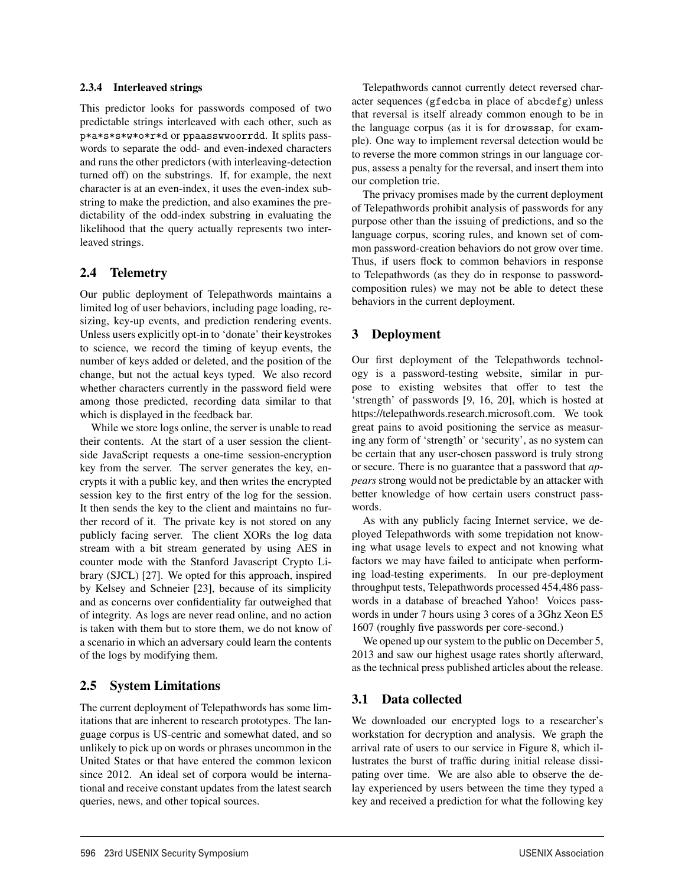#### 2.3.4 Interleaved strings

This predictor looks for passwords composed of two predictable strings interleaved with each other, such as p*a*s*s*w*o*r*d or ppaasswwoorrdd. It splits passwords to separate the odd- and even-indexed characters and runs the other predictors (with interleaving-detection turned off) on the substrings. If, for example, the next character is at an even-index, it uses the even-index substring to make the prediction, and also examines the predictability of the odd-index substring in evaluating the likelihood that the query actually represents two interleaved strings.

### 2.4 Telemetry

Our public deployment of Telepathwords maintains a limited log of user behaviors, including page loading, resizing, key-up events, and prediction rendering events. Unless users explicitly opt-in to 'donate' their keystrokes to science, we record the timing of keyup events, the number of keys added or deleted, and the position of the change, but not the actual keys typed. We also record whether characters currently in the password field were among those predicted, recording data similar to that which is displayed in the feedback bar.

While we store logs online, the server is unable to read their contents. At the start of a user session the client-side JavaScript requests a one-time session-encryption key from the server. The server generates the key, encrypts it with a public key, and then writes the encrypted session key to the first entry of the log for the session. It then sends the key to the client and maintains no further record of it. The private key is not stored on any publicly facing server. The client XORs the log data stream with a bit stream generated by using AES in counter mode with the Stanford Javascript Crypto Library (SJCL) [27]. We opted for this approach, inspired by Kelsey and Schneier [23], because of its simplicity and as concerns over confidentiality far outweighed that of integrity. As logs are never read online, and no action is taken with them but to store them, we do not know of a scenario in which an adversary could learn the contents of the logs by modifying them.

### 2.5 System Limitations

The current deployment of Telepathwords has some limitations that are inherent to research prototypes. The language corpus is US-centric and somewhat dated, and so unlikely to pick up on words or phrases uncommon in the United States or that have entered the common lexicon since 2012. An ideal set of corpora would be international and receive constant updates from the latest search queries, news, and other topical sources.

Telepathwords cannot currently detect reversed character sequences (gfedcba in place of abcdefg) unless that reversal is itself already common enough to be in the language corpus (as it is for drowssap, for example). One way to implement reversal detection would be to reverse the more common strings in our language corpus, assess a penalty for the reversal, and insert them into our completion trie.

The privacy promises made by the current deployment of Telepathwords prohibit analysis of passwords for any purpose other than the issuing of predictions, and so the language corpus, scoring rules, and known set of common password-creation behaviors do not grow over time. Thus, if users flock to common behaviors in response to Telepathwords (as they do in response to password-composition rules) we may not be able to detect these behaviors in the current deployment.

## 3 Deployment

Our first deployment of the Telepathwords technology is a password-testing website, similar in purpose to existing websites that offer to test the 'strength' of passwords [9, 16, 20], which is hosted at https://telepathwords.research.microsoft.com. We took great pains to avoid positioning the service as measuring any form of 'strength' or 'security', as no system can be certain that any user-chosen password is truly strong or secure. There is no guarantee that a password that *appears* strong would not be predictable by an attacker with better knowledge of how certain users construct passwords.

As with any publicly facing Internet service, we deployed Telepathwords with some trepidation not knowing what usage levels to expect and not knowing what factors we may have failed to anticipate when performing load-testing experiments. In our pre-deployment throughput tests, Telepathwords processed 454,486 passwords in a database of breached Yahoo! Voices passwords in under 7 hours using 3 cores of a 3Ghz Xeon E5 1607 (roughly five passwords per core-second.)

We opened up our system to the public on December 5, 2013 and saw our highest usage rates shortly afterward, as the technical press published articles about the release.

### 3.1 Data collected

We downloaded our encrypted logs to a researcher's workstation for decryption and analysis. We graph the arrival rate of users to our service in Figure 8, which illustrates the burst of traffic during initial release dissipating over time. We are also able to observe the delay experienced by users between the time they typed a key and received a prediction for what the following key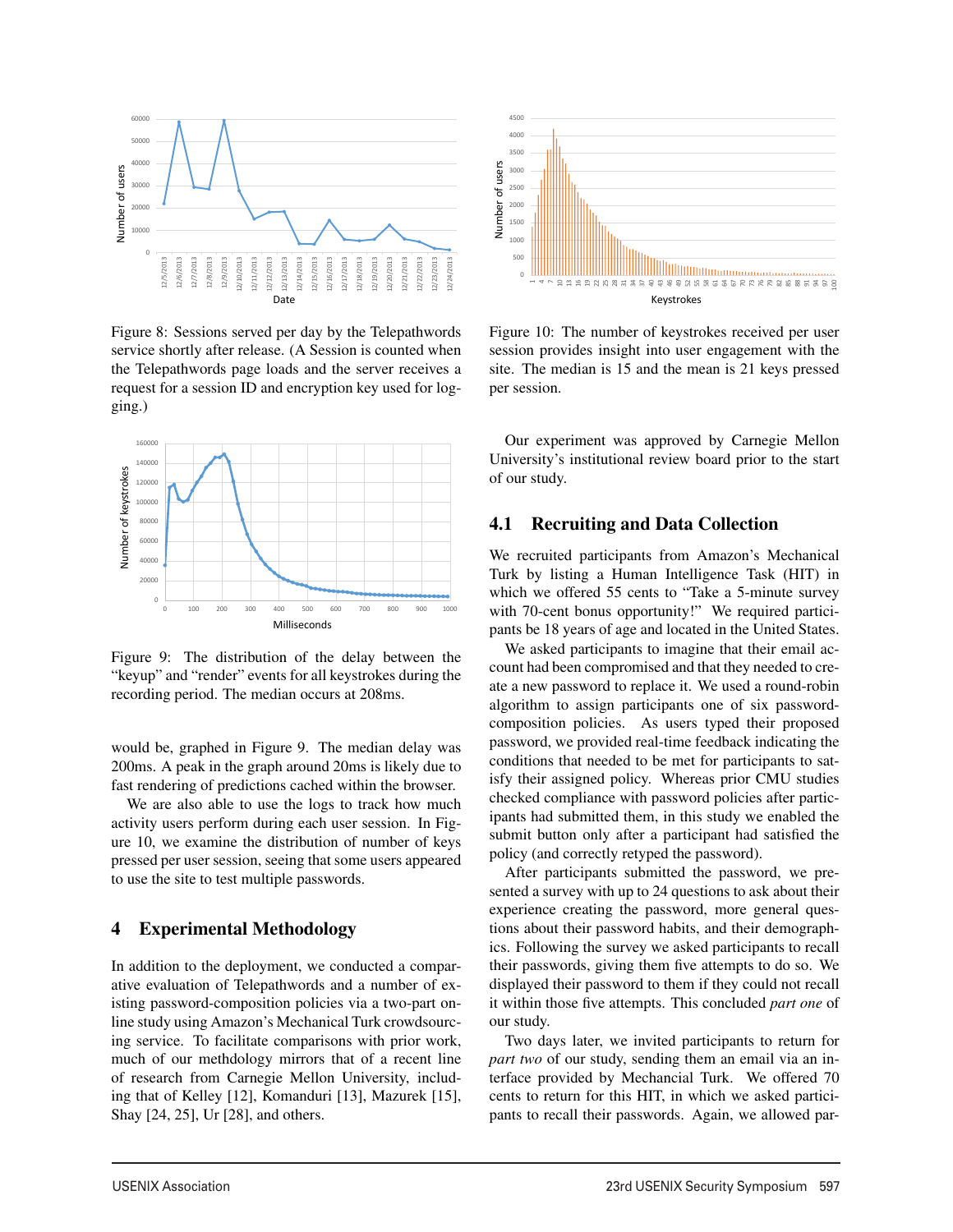Figure 8: Sessions served per day by the Telepathwords service shortly after release. (A Session is counted when the Telepathwords page loads and the server receives a request for a session ID and encryption key used for logging.)

Figure 9: The distribution of the delay between the "keyup" and "render" events for all keystrokes during the recording period. The median occurs at 208ms.

would be, graphed in Figure 9. The median delay was 200ms. A peak in the graph around 20ms is likely due to fast rendering of predictions cached within the browser.

We are also able to use the logs to track how much activity users perform during each user session. In Figure 10, we examine the distribution of number of keys pressed per user session, seeing that some users appeared to use the site to test multiple passwords.

# 4 Experimental Methodology

In addition to the deployment, we conducted a comparative evaluation of Telepathwords and a number of existing password-composition policies via a two-part online study using Amazon's Mechanical Turk crowdsourcing service. To facilitate comparisons with prior work, much of our methdology mirrors that of a recent line of research from Carnegie Mellon University, including that of Kelley [12], Komanduri [13], Mazurek [15], Shay [24, 25], Ur [28], and others.

Figure 10: The number of keystrokes received per user session provides insight into user engagement with the site. The median is 15 and the mean is 21 keys pressed per session.

Our experiment was approved by Carnegie Mellon University's institutional review board prior to the start of our study.

## 4.1 Recruiting and Data Collection

We recruited participants from Amazon's Mechanical Turk by listing a Human Intelligence Task (HIT) in which we offered 55 cents to "Take a 5-minute survey with 70-cent bonus opportunity!" We required participants be 18 years of age and located in the United States.

We asked participants to imagine that their email account had been compromised and that they needed to create a new password to replace it. We used a round-robin algorithm to assign participants one of six password-composition policies. As users typed their proposed password, we provided real-time feedback indicating the conditions that needed to be met for participants to satisfy their assigned policy. Whereas prior CMU studies checked compliance with password policies after participants had submitted them, in this study we enabled the submit button only after a participant had satisfied the policy (and correctly retyped the password).

After participants submitted the password, we presented a survey with up to 24 questions to ask about their experience creating the password, more general questions about their password habits, and their demographics. Following the survey we asked participants to recall their passwords, giving them five attempts to do so. We displayed their password to them if they could not recall it within those five attempts. This concluded *part one* of our study.

Two days later, we invited participants to return for *part two* of our study, sending them an email via an interface provided by Mechancial Turk. We offered 70 cents to return for this HIT, in which we asked participants to recall their passwords. Again, we allowed par-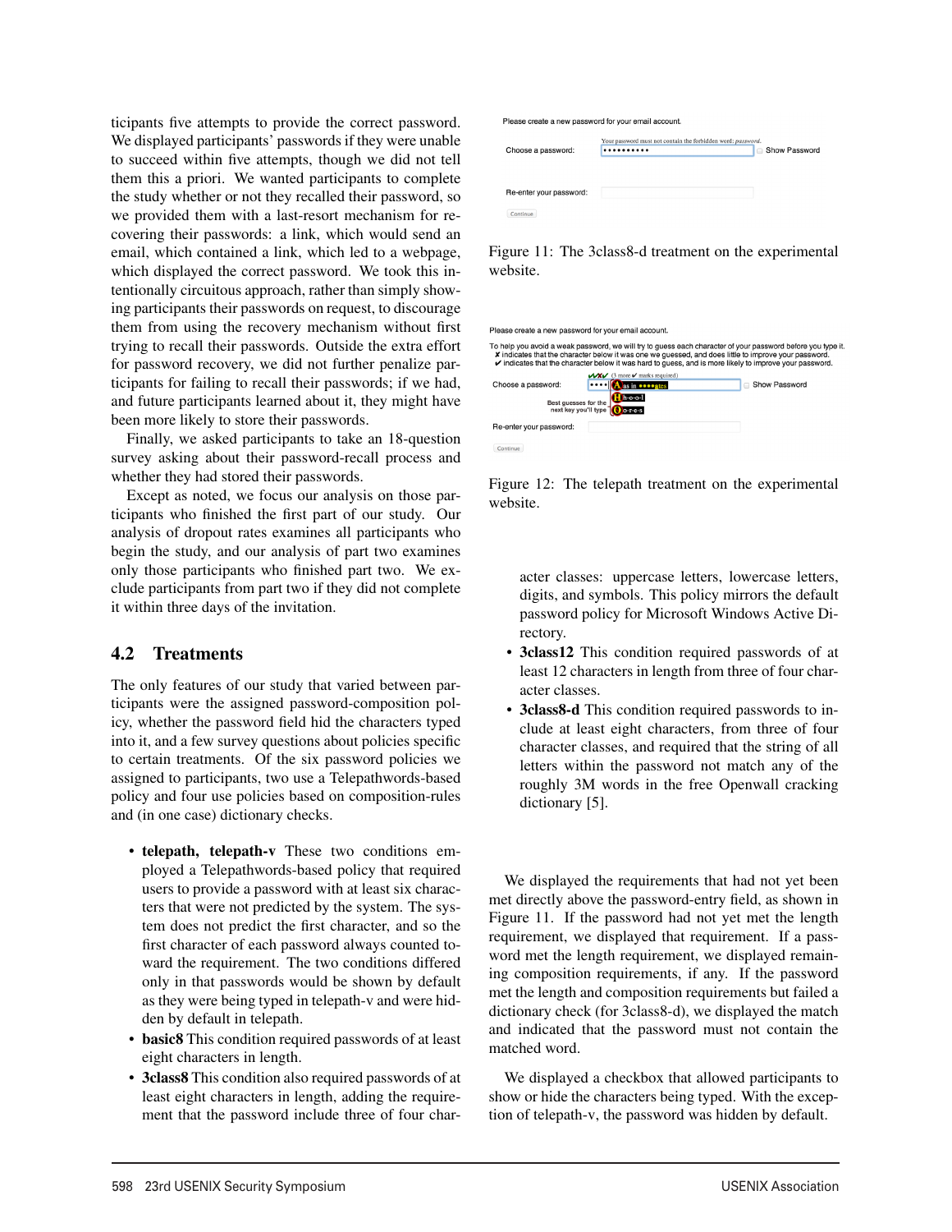ticipants five attempts to provide the correct password. We displayed participants' passwords if they were unable to succeed within five attempts, though we did not tell them this a priori. We wanted participants to complete the study whether or not they recalled their password, so we provided them with a last-resort mechanism for recovering their passwords: a link, which would send an email, which contained a link, which led to a webpage, which displayed the correct password. We took this intentionally circuitous approach, rather than simply showing participants their passwords on request, to discourage them from using the recovery mechanism without first trying to recall their passwords. Outside the extra effort for password recovery, we did not further penalize participants for failing to recall their passwords; if we had, and future participants learned about it, they might have been more likely to store their passwords.

Finally, we asked participants to take an 18-question survey asking about their password-recall process and whether they had stored their passwords.

Except as noted, we focus our analysis on those participants who finished the first part of our study. Our analysis of dropout rates examines all participants who begin the study, and our analysis of part two examines only those participants who finished part two. We exclude participants from part two if they did not complete it within three days of the invitation.

## 4.2 Treatments

The only features of our study that varied between participants were the assigned password-composition policy, whether the password field hid the characters typed into it, and a few survey questions about policies specific to certain treatments. Of the six password policies we assigned to participants, two use a Telepathwords-based policy and four use policies based on composition-rules and (in one case) dictionary checks.

- **telepath, telepath-v** These two conditions employed a Telepathwords-based policy that required users to provide a password with at least six characters that were not predicted by the system. The system does not predict the first character of each password always counted toward the requirement. The two conditions differed only in that passwords would be shown by default as they were being typed in telepath-v and were hidden by default in telepath.
- **basic8** This condition required passwords of at least eight characters in length.
- **3class8** This condition also required passwords of at least eight characters in length, adding the requirement that the password include three of four character classes: uppercase letters, lowercase letters, digits, and symbols. This policy mirrors the default password policy for Microsoft Windows Active Directory.
- **3class12** This condition required passwords of at least 12 characters in length from three of four character classes.
- **3class8-d** This condition required passwords to include at least eight characters, from three of four character classes, and required that the string of all letters within the password not match any of the roughly 3M words in the free Openwall cracking dictionary [5].

Please create a new password for your email account.

Your password must not contain the forbidden word: *password*.

Choose a password: •••••••••• Show Password

Re-enter your password:

Continue

Figure 11: The 3class8-d treatment on the experimental website.

Please create a new password for your email account.

To help you avoid a weak password, we will try to guess each character of your password before you type it.
✘ indicates that the character below it was one we guessed, and does little to improve your password.
✔ indicates that the character below it was hard to guess, and is more likely to improve your password.

✔✘✘✔ (3 more ✔ marks required)

Choose a password: •••• A as in ••••gates Show Password

Best guesses for the next key you'll type: H h-o-o-l, O o-r-e-s

Re-enter your password:

Continue

Figure 12: The telepath treatment on the experimental website.

We displayed the requirements that had not yet been met directly above the password-entry field, as shown in Figure 11. If the password had not yet met the length requirement, we displayed that requirement. If a password met the length requirement, we displayed remaining composition requirements, if any. If the password met the length and composition requirements but failed a dictionary check (for 3class8-d), we displayed the match and indicated that the password must not contain the matched word.

We displayed a checkbox that allowed participants to show or hide the characters being typed. With the exception of telepath-v, the password was hidden by default.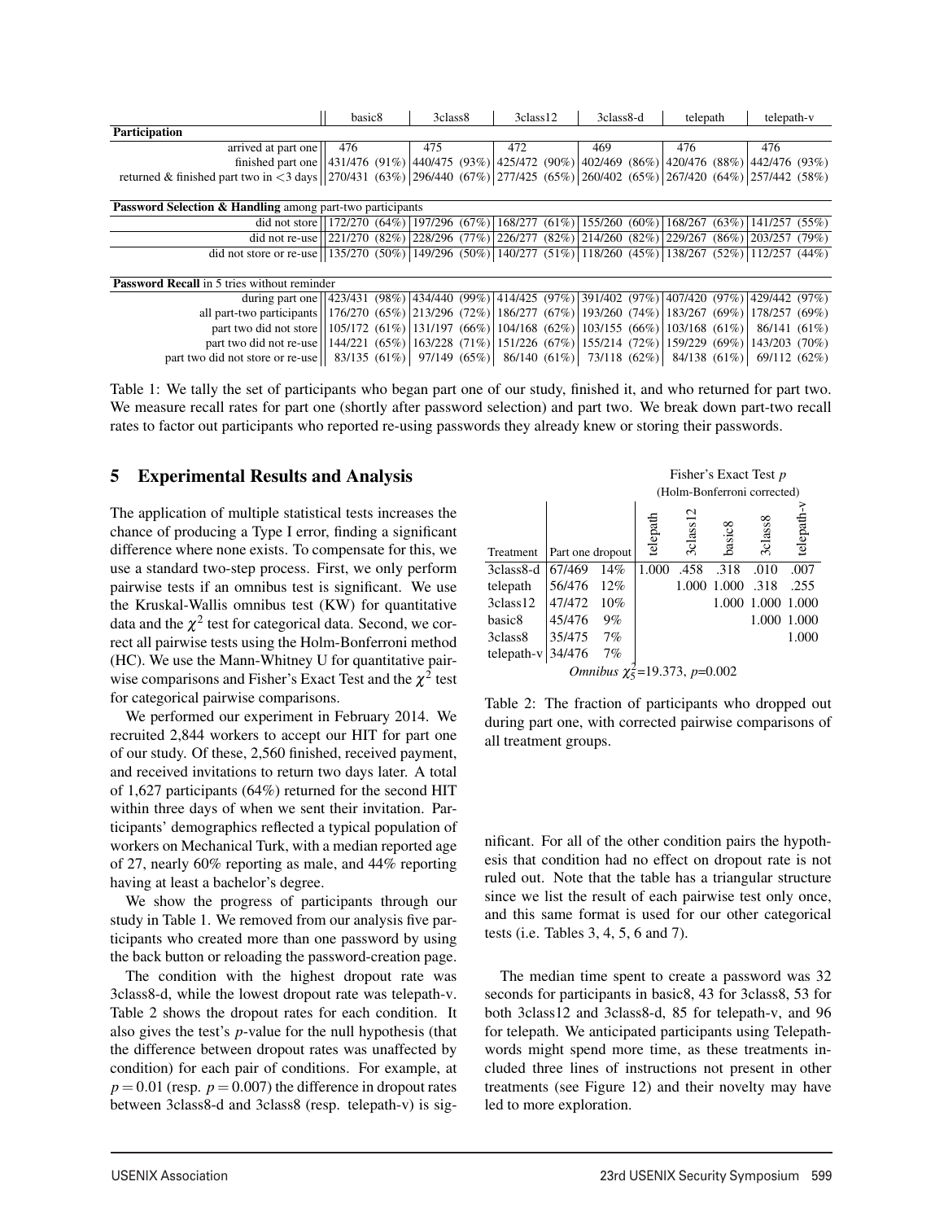| | basic8 | 3class8 | 3class12 | 3class8-d | telepath | telepath-v |
|---|---|---|---|---|---|---|
| **Participation** | | | | | | |
| arrived at part one | 476 | 475 | 472 | 469 | 476 | 476 |
| finished part one | 431/476 (91%) | 440/475 (93%) | 425/472 (90%) | 402/469 (86%) | 420/476 (88%) | 442/476 (93%) |
| returned & finished part two in <3 days | 270/431 (63%) | 296/440 (67%) | 277/425 (65%) | 260/402 (65%) | 267/420 (64%) | 257/442 (58%) |
| **Password Selection & Handling** among part-two participants | | | | | | |
| did not store | 172/270 (64%) | 197/296 (67%) | 168/277 (61%) | 155/260 (60%) | 168/267 (63%) | 141/257 (55%) |
| did not re-use | 221/270 (82%) | 228/296 (77%) | 226/277 (82%) | 214/260 (82%) | 229/267 (86%) | 203/257 (79%) |
| did not store or re-use | 135/270 (50%) | 149/296 (50%) | 140/277 (51%) | 118/260 (45%) | 138/267 (52%) | 112/257 (44%) |
| **Password Recall** in 5 tries without reminder | | | | | | |
| during part one | 423/431 (98%) | 434/440 (99%) | 414/425 (97%) | 391/402 (97%) | 407/420 (97%) | 429/442 (97%) |
| all part-two participants | 176/270 (65%) | 213/296 (72%) | 186/277 (67%) | 193/260 (74%) | 183/267 (69%) | 178/257 (69%) |
| part two did not store | 105/172 (61%) | 131/197 (66%) | 104/168 (62%) | 103/155 (66%) | 103/168 (61%) | 86/141 (61%) |
| part two did not re-use | 144/221 (65%) | 163/228 (71%) | 151/226 (67%) | 155/214 (72%) | 159/229 (69%) | 143/203 (70%) |
| part two did not store or re-use | 83/135 (61%) | 97/149 (65%) | 86/140 (61%) | 73/118 (62%) | 84/138 (61%) | 69/112 (62%) |

Table 1: We tally the set of participants who began part one of our study, finished it, and who returned for part two. We measure recall rates for part one (shortly after password selection) and part two. We break down part-two recall rates to factor out participants who reported re-using passwords they already knew or storing their passwords.

## 5 Experimental Results and Analysis

The application of multiple statistical tests increases the chance of producing a Type I error, finding a significant difference where none exists. To compensate for this, we use a standard two-step process. First, we only perform pairwise tests if an omnibus test is significant. We use the Kruskal-Wallis omnibus test (KW) for quantitative data and the $\chi^2$ test for categorical data. Second, we correct all pairwise tests using the Holm-Bonferroni method (HC). We use the Mann-Whitney U for quantitative pairwise comparisons and Fisher's Exact Test and the $\chi^2$ test for categorical pairwise comparisons.

We performed our experiment in February 2014. We recruited 2,844 workers to accept our HIT for part one of our study. Of these, 2,560 finished, received payment, and received invitations to return two days later. A total of 1,627 participants (64%) returned for the second HIT within three days of when we sent their invitation. Participants' demographics reflected a typical population of workers on Mechanical Turk, with a median reported age of 27, nearly 60% reporting as male, and 44% reporting having at least a bachelor's degree.

We show the progress of participants through our study in Table 1. We removed from our analysis five participants who created more than one password by using the back button or reloading the password-creation page.

The condition with the highest dropout rate was 3class8-d, while the lowest dropout rate was telepath-v. Table 2 shows the dropout rates for each condition. It also gives the test's $p$-value for the null hypothesis (that the difference between dropout rates was unaffected by condition) for each pair of conditions. For example, at $p = 0.01$ (resp. $p = 0.007$) the difference in dropout rates between 3class8-d and 3class8 (resp. telepath-v) is significant. For all of the other condition pairs the hypothesis that condition had no effect on dropout rate is not ruled out. Note that the table has a triangular structure since we list the result of each pairwise test only once, and this same format is used for our other categorical tests (i.e. Tables 3, 4, 5, 6 and 7).

| Treatment | Part one dropout | | telepath | 3class12 | basic8 | 3class8 | telepath-v |
|---|---|---|---|---|---|---|---|
| | | | Fisher's Exact Test $p$ (Holm-Bonferroni corrected) | | | | |
| 3class8-d | 67/469 | 14% | 1.000 | .458 | .318 | .010 | .007 |
| telepath | 56/476 | 12% | | 1.000 | 1.000 | .318 | .255 |
| 3class12 | 47/472 | 10% | | | 1.000 | 1.000 | 1.000 |
| basic8 | 45/476 | 9% | | | | 1.000 | 1.000 |
| 3class8 | 35/475 | 7% | | | | | 1.000 |
| telepath-v | 34/476 | 7% | | | | | |

*Omnibus* $\chi^2_5$=19.373, $p$=0.002

Table 2: The fraction of participants who dropped out during part one, with corrected pairwise comparisons of all treatment groups.

The median time spent to create a password was 32 seconds for participants in basic8, 43 for 3class8, 53 for both 3class12 and 3class8-d, 85 for telepath-v, and 96 for telepath. We anticipated participants using Telepathwords might spend more time, as these treatments included three lines of instructions not present in other treatments (see Figure 12) and their novelty may have led to more exploration.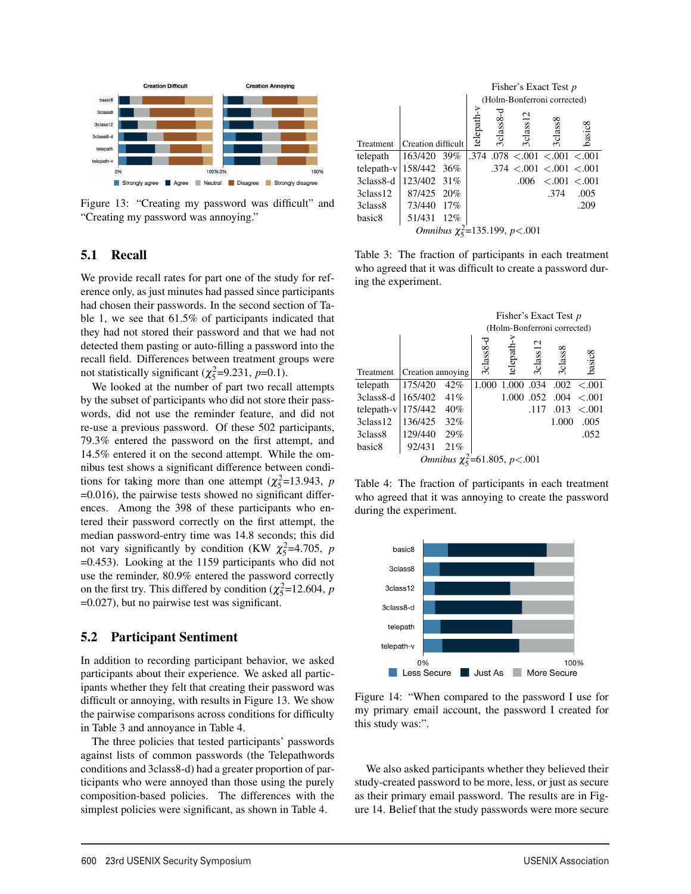Figure 13: "Creating my password was difficult" and "Creating my password was annoying."

## 5.1 Recall

We provide recall rates for part one of the study for reference only, as just minutes had passed since participants had chosen their passwords. In the second section of Table 1, we see that 61.5% of participants indicated that they had not stored their password and that we had not detected them pasting or auto-filling a password into the recall field. Differences between treatment groups were not statistically significant ($\chi^2_5$=9.231, $p$=0.1).

We looked at the number of part two recall attempts by the subset of participants who did not store their passwords, did not use the reminder feature, and did not re-use a previous password. Of these 502 participants, 79.3% entered the password on the first attempt, and 14.5% entered it on the second attempt. While the omnibus test shows a significant difference between conditions for taking more than one attempt ($\chi^2_5$=13.943, $p$ =0.016), the pairwise tests showed no significant differences. Among the 398 of these participants who entered their password correctly on the first attempt, the median password-entry time was 14.8 seconds; this did not vary significantly by condition (KW $\chi^2_5$=4.705, $p$ =0.453). Looking at the 1159 participants who did not use the reminder, 80.9% entered the password correctly on the first try. This differed by condition ($\chi^2_5$=12.604, $p$ =0.027), but no pairwise test was significant.

## 5.2 Participant Sentiment

In addition to recording participant behavior, we asked participants about their experience. We asked all participants whether they felt that creating their password was difficult or annoying, with results in Figure 13. We show the pairwise comparisons across conditions for difficulty in Table 3 and annoyance in Table 4.

The three policies that tested participants' passwords against lists of common passwords (the Telepathwords conditions and 3class8-d) had a greater proportion of participants who were annoyed than those using the purely composition-based policies. The differences with the simplest policies were significant, as shown in Table 4.

| Treatment | Creation difficult | | Fisher's Exact Test $p$ (Holm-Bonferroni corrected) telepath-v | 3class8-d | 3class12 | 3class8 | basic8 |
|---|---|---|---|---|---|---|---|
| telepath | 163/420 | 39% | .374 | .078 | <.001 | <.001 | <.001 |
| telepath-v | 158/442 | 36% | | .374 | <.001 | <.001 | <.001 |
| 3class8-d | 123/402 | 31% | | | .006 | <.001 | <.001 |
| 3class12 | 87/425 | 20% | | | | .374 | .005 |
| 3class8 | 73/440 | 17% | | | | | .209 |
| basic8 | 51/431 | 12% | | | | | |
| *Omnibus* $\chi^2_5$=135.199, $p$<.001 | | | | | | | |

Table 3: The fraction of participants in each treatment who agreed that it was difficult to create a password during the experiment.

| Treatment | Creation annoying | | Fisher's Exact Test $p$ (Holm-Bonferroni corrected) 3class8-d | telepath-v | 3class12 | 3class8 | basic8 |
|---|---|---|---|---|---|---|---|
| telepath | 175/420 | 42% | 1.000 | 1.000 | .034 | .002 | <.001 |
| 3class8-d | 165/402 | 41% | | 1.000 | .052 | .004 | <.001 |
| telepath-v | 175/442 | 40% | | | .117 | .013 | <.001 |
| 3class12 | 136/425 | 32% | | | | 1.000 | .005 |
| 3class8 | 129/440 | 29% | | | | | .052 |
| basic8 | 92/431 | 21% | | | | | |
| *Omnibus* $\chi^2_5$=61.805, $p$<.001 | | | | | | | |

Table 4: The fraction of participants in each treatment who agreed that it was annoying to create the password during the experiment.

Figure 14: "When compared to the password I use for my primary email account, the password I created for this study was:".

We also asked participants whether they believed their study-created password to be more, less, or just as secure as their primary email password. The results are in Figure 14. Belief that the study passwords were more secure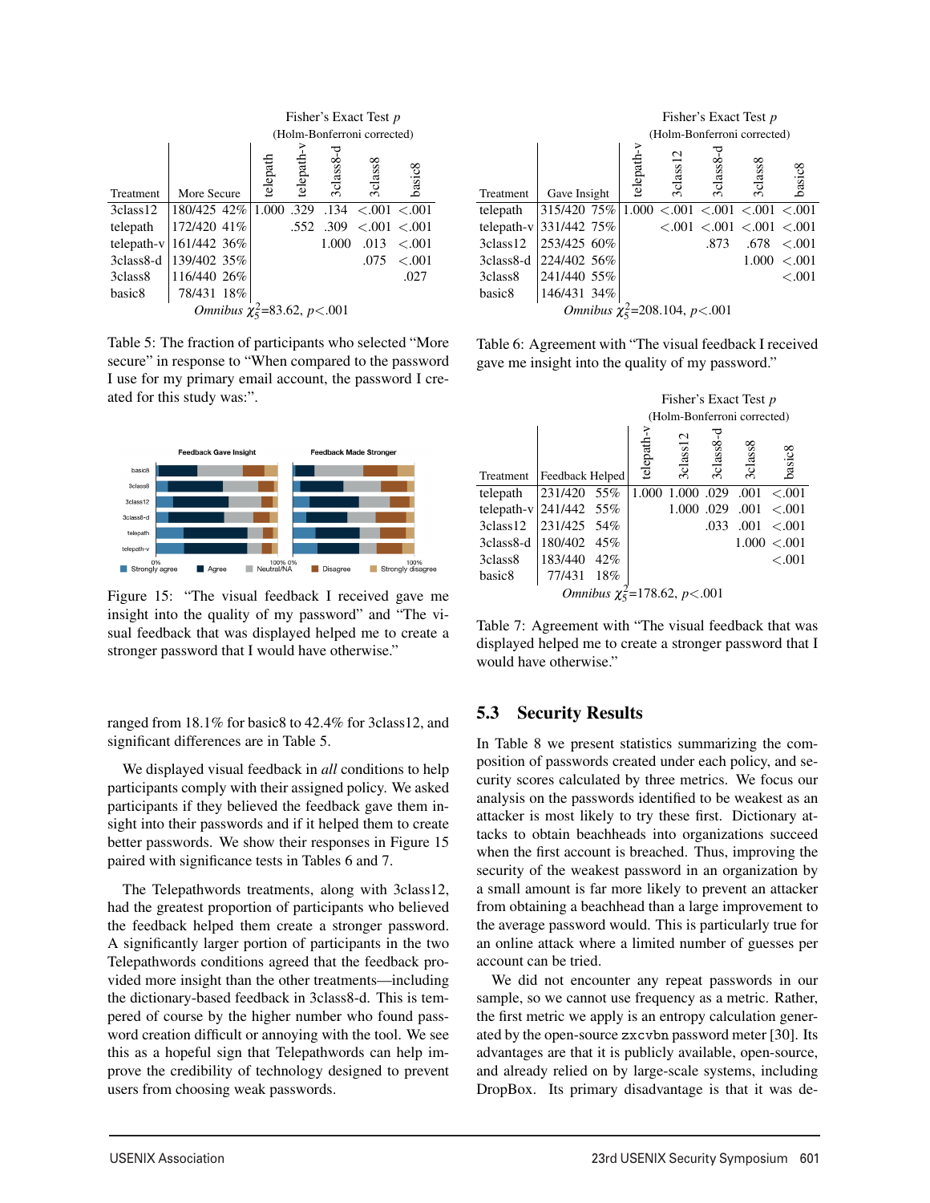| Treatment | More Secure | Fisher's Exact Test $p$ (Holm-Bonferroni corrected) telepath | telepath-v | 3class8-d | 3class8 | basic8 |
|---|---|---|---|---|---|---|
| 3class12 | 180/425 42% | 1.000 | .329 | .134 | <.001 | <.001 |
| telepath | 172/420 41% | | .552 | .309 | <.001 | <.001 |
| telepath-v | 161/442 36% | | | 1.000 | .013 | <.001 |
| 3class8-d | 139/402 35% | | | | .075 | <.001 |
| 3class8 | 116/440 26% | | | | | .027 |
| basic8 | 78/431 18% | | | | | |

*Omnibus* $\chi^2_5$=83.62, $p$<.001

Table 5: The fraction of participants who selected "More secure" in response to "When compared to the password I use for my primary email account, the password I created for this study was:".

Figure 15: "The visual feedback I received gave me insight into the quality of my password" and "The visual feedback that was displayed helped me to create a stronger password that I would have otherwise."

ranged from 18.1% for basic8 to 42.4% for 3class12, and significant differences are in Table 5.

We displayed visual feedback in *all* conditions to help participants comply with their assigned policy. We asked participants if they believed the feedback gave them insight into their passwords and if it helped them to create better passwords. We show their responses in Figure 15 paired with significance tests in Tables 6 and 7.

The Telepathwords treatments, along with 3class12, had the greatest proportion of participants who believed the feedback helped them create a stronger password. A significantly larger portion of participants in the two Telepathwords conditions agreed that the feedback provided more insight than the other treatments—including the dictionary-based feedback in 3class8-d. This is tempered of course by the higher number who found password creation difficult or annoying with the tool. We see this as a hopeful sign that Telepathwords can help improve the credibility of technology designed to prevent users from choosing weak passwords.

| Treatment | Gave Insight | Fisher's Exact Test $p$ (Holm-Bonferroni corrected) telepath-v | 3class12 | 3class8-d | 3class8 | basic8 |
|---|---|---|---|---|---|---|
| telepath | 315/420 75% | 1.000 | <.001 | <.001 | <.001 | <.001 |
| telepath-v | 331/442 75% | | <.001 | <.001 | <.001 | <.001 |
| 3class12 | 253/425 60% | | | .873 | .678 | <.001 |
| 3class8-d | 224/402 56% | | | | 1.000 | <.001 |
| 3class8 | 241/440 55% | | | | | <.001 |
| basic8 | 146/431 34% | | | | | |

*Omnibus* $\chi^2_5$=208.104, $p$<.001

Table 6: Agreement with "The visual feedback I received gave me insight into the quality of my password."

| Treatment | Feedback Helped | Fisher's Exact Test $p$ (Holm-Bonferroni corrected) telepath-v | 3class12 | 3class8-d | 3class8 | basic8 |
|---|---|---|---|---|---|---|
| telepath | 231/420 55% | 1.000 | 1.000 | .029 | .001 | <.001 |
| telepath-v | 241/442 55% | | 1.000 | .029 | .001 | <.001 |
| 3class12 | 231/425 54% | | | .033 | .001 | <.001 |
| 3class8-d | 180/402 45% | | | | 1.000 | <.001 |
| 3class8 | 183/440 42% | | | | | <.001 |
| basic8 | 77/431 18% | | | | | |

*Omnibus* $\chi^2_5$=178.62, $p$<.001

Table 7: Agreement with "The visual feedback that was displayed helped me to create a stronger password that I would have otherwise."

## 5.3 Security Results

In Table 8 we present statistics summarizing the composition of passwords created under each policy, and security scores calculated by three metrics. We focus our analysis on the passwords identified to be weakest as an attacker is most likely to try these first. Dictionary attacks to obtain beachheads into organizations succeed when the first account is breached. Thus, improving the security of the weakest password in an organization by a small amount is far more likely to prevent an attacker from obtaining a beachhead than a large improvement to the average password would. This is particularly true for an online attack where a limited number of guesses per account can be tried.

We did not encounter any repeat passwords in our sample, so we cannot use frequency as a metric. Rather, the first metric we apply is an entropy calculation generated by the open-source `zxcvbn` password meter [30]. Its advantages are that it is publicly available, open-source, and already relied on by large-scale systems, including DropBox. Its primary disadvantage is that it was de-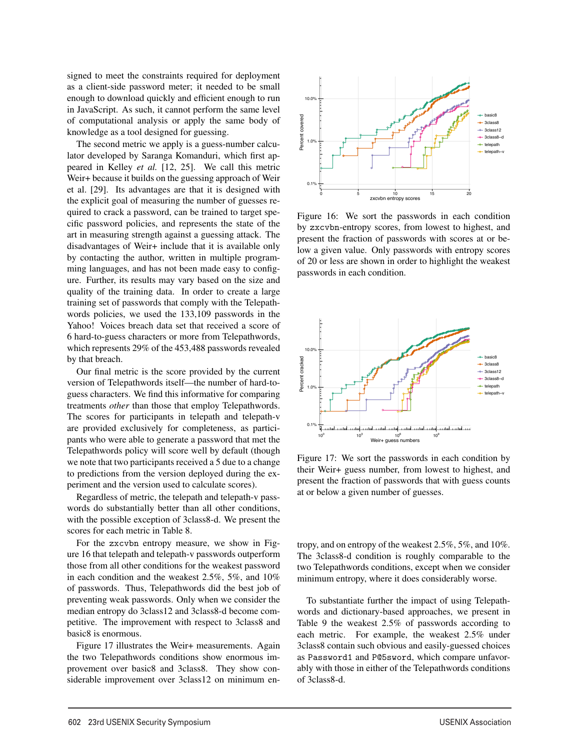signed to meet the constraints required for deployment as a client-side password meter; it needed to be small enough to download quickly and efficient enough to run in JavaScript. As such, it cannot perform the same level of computational analysis or apply the same body of knowledge as a tool designed for guessing.

The second metric we apply is a guess-number calculator developed by Saranga Komanduri, which first appeared in Kelley *et al.* [12, 25]. We call this metric Weir+ because it builds on the guessing approach of Weir et al. [29]. Its advantages are that it is designed with the explicit goal of measuring the number of guesses required to crack a password, can be trained to target specific password policies, and represents the state of the art in measuring strength against a guessing attack. The disadvantages of Weir+ include that it is available only by contacting the author, written in multiple programming languages, and has not been made easy to configure. Further, its results may vary based on the size and quality of the training data. In order to create a large training set of passwords that comply with the Telepathwords policies, we used the 133,109 passwords in the Yahoo! Voices breach data set that received a score of 6 hard-to-guess characters or more from Telepathwords, which represents 29% of the 453,488 passwords revealed by that breach.

Our final metric is the score provided by the current version of Telepathwords itself—the number of hard-to-guess characters. We find this informative for comparing treatments *other* than those that employ Telepathwords. The scores for participants in telepath and telepath-v are provided exclusively for completeness, as participants who were able to generate a password that met the Telepathwords policy will score well by default (though we note that two participants received a 5 due to a change to predictions from the version deployed during the experiment and the version used to calculate scores).

Regardless of metric, the telepath and telepath-v passwords do substantially better than all other conditions, with the possible exception of 3class8-d. We present the scores for each metric in Table 8.

For the `zxcvbn` entropy measure, we show in Figure 16 that telepath and telepath-v passwords outperform those from all other conditions for the weakest password in each condition and the weakest 2.5%, 5%, and 10% of passwords. Thus, Telepathwords did the best job of preventing weak passwords. Only when we consider the median entropy do 3class12 and 3class8-d become competitive. The improvement with respect to 3class8 and basic8 is enormous.

Figure 17 illustrates the Weir+ measurements. Again the two Telepathwords conditions show enormous improvement over basic8 and 3class8. They show considerable improvement over 3class12 on minimum entropy, and on entropy of the weakest 2.5%, 5%, and 10%. The 3class8-d condition is roughly comparable to the two Telepathwords conditions, except when we consider minimum entropy, where it does considerably worse.

Figure 16: We sort the passwords in each condition by `zxcvbn`-entropy scores, from lowest to highest, and present the fraction of passwords with scores at or below a given value. Only passwords with entropy scores of 20 or less are shown in order to highlight the weakest passwords in each condition.

Figure 17: We sort the passwords in each condition by their Weir+ guess number, from lowest to highest, and present the fraction of passwords that with guess counts at or below a given number of guesses.

To substantiate further the impact of using Telepathwords and dictionary-based approaches, we present in Table 9 the weakest 2.5% of passwords according to each metric. For example, the weakest 2.5% under 3class8 contain such obvious and easily-guessed choices as `Password1` and `P@5sword`, which compare unfavorably with those in either of the Telepathwords conditions of 3class8-d.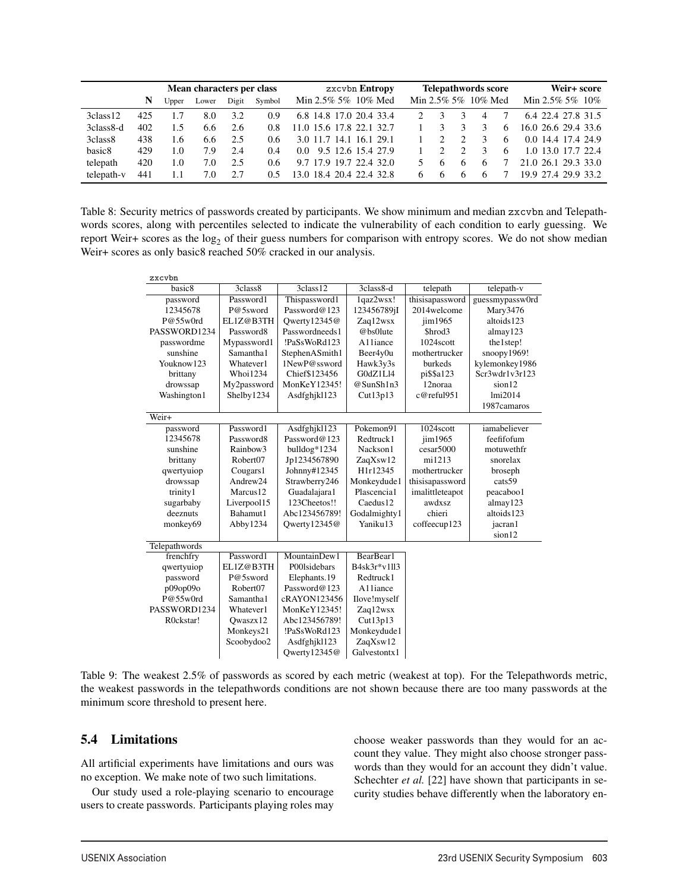| | N | Mean characters per class | | | | zxcvbn Entropy | | | | | Telepathwords score | | | | | Weir+ score | | | |
|---|---|---|---|---|---|---|---|---|---|---|---|---|---|---|---|---|---|---|---|
| | | Upper | Lower | Digit | Symbol | Min | 2.5% | 5% | 10% | Med | Min | 2.5% | 5% | 10% | Med | Min | 2.5% | 5% | 10% |
| 3class12 | 425 | 1.7 | 8.0 | 3.2 | 0.9 | 6.8 | 14.8 | 17.0 | 20.4 | 33.4 | 2 | 3 | 3 | 4 | 7 | 6.4 | 22.4 | 27.8 | 31.5 |
| 3class8-d | 402 | 1.5 | 6.6 | 2.6 | 0.8 | 11.0 | 15.6 | 17.8 | 22.1 | 32.7 | 1 | 3 | 3 | 3 | 6 | 16.0 | 26.6 | 29.4 | 33.6 |
| 3class8 | 438 | 1.6 | 6.6 | 2.5 | 0.6 | 3.0 | 11.7 | 14.1 | 16.1 | 29.1 | 1 | 2 | 2 | 3 | 6 | 0.0 | 14.4 | 17.4 | 24.9 |
| basic8 | 429 | 1.0 | 7.9 | 2.4 | 0.4 | 0.0 | 9.5 | 12.6 | 15.4 | 27.9 | 1 | 2 | 2 | 3 | 6 | 1.0 | 13.0 | 17.7 | 22.4 |
| telepath | 420 | 1.0 | 7.0 | 2.5 | 0.6 | 9.7 | 17.9 | 19.7 | 22.4 | 32.0 | 5 | 6 | 6 | 6 | 7 | 21.0 | 26.1 | 29.3 | 33.0 |
| telepath-v | 441 | 1.1 | 7.0 | 2.7 | 0.5 | 13.0 | 18.4 | 20.4 | 22.4 | 32.8 | 6 | 6 | 6 | 6 | 7 | 19.9 | 27.4 | 29.9 | 33.2 |

Table 8: Security metrics of passwords created by participants. We show minimum and median zxcvbn and Telepathwords scores, along with percentiles selected to indicate the vulnerability of each condition to early guessing. We report Weir+ scores as the $\log_2$ of their guess numbers for comparison with entropy scores. We do not show median Weir+ scores as only basic8 reached 50% cracked in our analysis.

| | basic8 | 3class8 | 3class12 | 3class8-d | telepath | telepath-v |
|---|---|---|---|---|---|---|
| **zxcvbn** | | | | | | |
| | password | Password1 | Thispassword1 | 1qaz2wsx! | thisisapassword | guessmypassw0rd |
| | 12345678 | P@5sword | Password@123 | 123456789jI | 2014welcome | Mary3476 |
| | P@55w0rd | EL1Z@B3TH | Qwerty12345@ | Zaq12wsx | jim1965 | altoids123 |
| | PASSWORD1234 | Password8 | Passwordneeds1 | @bs0lute | $hrod3 | almay123 |
| | passwordme | Mypassword1 | !PaSsWoRd123 | A11iance | 1024scott | the1step! |
| | sunshine | Samantha1 | StephenASmith1 | Beer4y0u | mothertrucker | snoopy1969! |
| | Youknow123 | Whatever1 | 1NewP@ssword | Hawk3y3s | burkeds | kylemonkey1986 |
| | brittany | Whoi1234 | Chief$123456 | G0dZ1Ll4 | pi$$a123 | Scr3wdr1v3r123 |
| | drowssap | My2password | MonKeY12345! | @SunSh1n3 | 12noraa | sion12 |
| | Washington1 | Shelby1234 | Asdfghjkl123 | Cut13p13 | c@reful951 | lmi2014 |
| | | | | | | 1987camaros |
| **Weir+** | | | | | | |
| | password | Password1 | Asdfghjkl123 | Pokemon91 | 1024scott | iamabeliever |
| | 12345678 | Password8 | Password@123 | Redtruck1 | jim1965 | feefifofum |
| | sunshine | Rainbow3 | bulldog*1234 | Nackson1 | cesar5000 | motuwethfr |
| | brittany | Robert07 | Jp1234567890 | ZaqXsw12 | mi1213 | snorelax |
| | qwertyuiop | Cougars1 | Johnny#12345 | H1r12345 | mothertrucker | broseph |
| | drowssap | Andrew24 | Strawberry246 | Monkeydude1 | thisisapassword | cats59 |
| | trinity1 | Marcus12 | Guadalajara1 | Plascencia1 | imalittleteapot | peacaboo1 |
| | sugarbaby | Liverpool15 | 123Cheetos!! | Caedus12 | awdxsz | almay123 |
| | deeznuts | Bahamut1 | Abc123456789! | Godalmighty1 | chieri | altoids123 |
| | monkey69 | Abby1234 | Qwerty12345@ | Yaniku13 | coffeecup123 | jacran1 |
| | | | | | | sion12 |
| **Telepathwords** | | | | | | |
| | frenchfry | Password1 | MountainDew1 | BearBear1 | | |
| | qwertyuiop | EL1Z@B3TH | P00lsidebars | B4sk3r*v1ll3 | | |
| | password | P@5sword | Elephants.19 | Redtruck1 | | |
| | p09op09o | Robert07 | Password@123 | A11iance | | |
| | P@55w0rd | Samantha1 | cRAYON123456 | Ilove!myself | | |
| | PASSWORD1234 | Whatever1 | MonKeY12345! | Zaq12wsx | | |
| | R0ckstar! | Qwaszx12 | Abc123456789! | Cut13p13 | | |
| | | Monkeys21 | !PaSsWoRd123 | Monkeydude1 | | |
| | | Scoobydoo2 | Asdfghjkl123 | ZaqXsw12 | | |
| | | | Qwerty12345@ | Galvestontx1 | | |

Table 9: The weakest 2.5% of passwords as scored by each metric (weakest at top). For the Telepathwords metric, the weakest passwords in the telepathwords conditions are not shown because there are too many passwords at the minimum score threshold to present here.

## 5.4 Limitations

All artificial experiments have limitations and ours was no exception. We make note of two such limitations.

Our study used a role-playing scenario to encourage users to create passwords. Participants playing roles may choose weaker passwords than they would for an account they value. They might also choose stronger passwords than they would for an account they didn't value. Schechter *et al.* [22] have shown that participants in security studies behave differently when the laboratory en-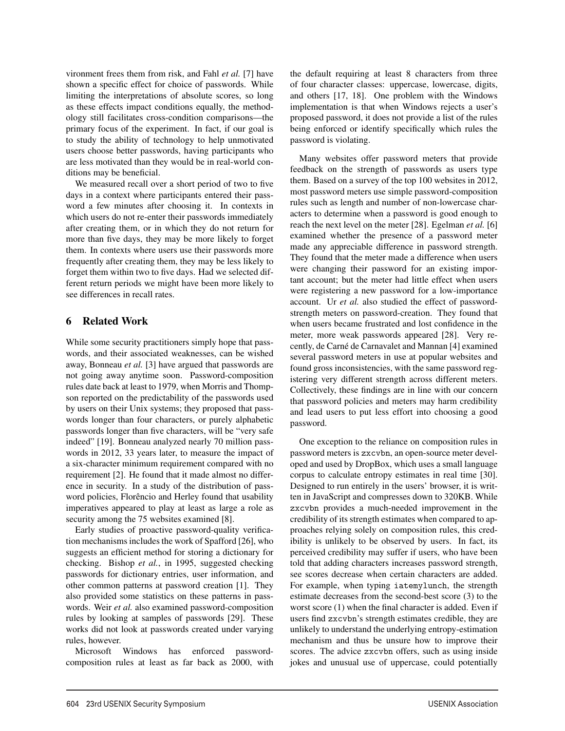vironment frees them from risk, and Fahl *et al.* [7] have shown a specific effect for choice of passwords. While limiting the interpretations of absolute scores, so long as these effects impact conditions equally, the methodology still facilitates cross-condition comparisons—the primary focus of the experiment. In fact, if our goal is to study the ability of technology to help unmotivated users choose better passwords, having participants who are less motivated than they would be in real-world conditions may be beneficial.

We measured recall over a short period of two to five days in a context where participants entered their password a few minutes after choosing it. In contexts in which users do not re-enter their passwords immediately after creating them, or in which they do not return for more than five days, they may be more likely to forget them. In contexts where users use their passwords more frequently after creating them, they may be less likely to forget them within two to five days. Had we selected different return periods we might have been more likely to see differences in recall rates.

## 6 Related Work

While some security practitioners simply hope that passwords, and their associated weaknesses, can be wished away, Bonneau *et al.* [3] have argued that passwords are not going away anytime soon. Password-composition rules date back at least to 1979, when Morris and Thompson reported on the predictability of the passwords used by users on their Unix systems; they proposed that passwords longer than four characters, or purely alphabetic passwords longer than five characters, will be "very safe indeed" [19]. Bonneau analyzed nearly 70 million passwords in 2012, 33 years later, to measure the impact of a six-character minimum requirement compared with no requirement [2]. He found that it made almost no difference in security. In a study of the distribution of password policies, Florêncio and Herley found that usability imperatives appeared to play at least as large a role as security among the 75 websites examined [8].

Early studies of proactive password-quality verification mechanisms includes the work of Spafford [26], who suggests an efficient method for storing a dictionary for checking. Bishop *et al.*, in 1995, suggested checking passwords for dictionary entries, user information, and other common patterns at password creation [1]. They also provided some statistics on these patterns in passwords. Weir *et al.* also examined password-composition rules by looking at samples of passwords [29]. These works did not look at passwords created under varying rules, however.

Microsoft Windows has enforced password-composition rules at least as far back as 2000, with the default requiring at least 8 characters from three of four character classes: uppercase, lowercase, digits, and others [17, 18]. One problem with the Windows implementation is that when Windows rejects a user's proposed password, it does not provide a list of the rules being enforced or identify specifically which rules the password is violating.

Many websites offer password meters that provide feedback on the strength of passwords as users type them. Based on a survey of the top 100 websites in 2012, most password meters use simple password-composition rules such as length and number of non-lowercase characters to determine when a password is good enough to reach the next level on the meter [28]. Egelman *et al.* [6] examined whether the presence of a password meter made any appreciable difference in password strength. They found that the meter made a difference when users were changing their password for an existing important account; but the meter had little effect when users were registering a new password for a low-importance account. Ur *et al.* also studied the effect of password-strength meters on password-creation. They found that when users became frustrated and lost confidence in the meter, more weak passwords appeared [28]. Very recently, de Carné de Carnavalet and Mannan [4] examined several password meters in use at popular websites and found gross inconsistencies, with the same password registering very different strength across different meters. Collectively, these findings are in line with our concern that password policies and meters may harm credibility and lead users to put less effort into choosing a good password.

One exception to the reliance on composition rules in password meters is `zxcvbn`, an open-source meter developed and used by DropBox, which uses a small language corpus to calculate entropy estimates in real time [30]. Designed to run entirely in the users' browser, it is written in JavaScript and compresses down to 320KB. While `zxcvbn` provides a much-needed improvement in the credibility of its strength estimates when compared to approaches relying solely on composition rules, this credibility is unlikely to be observed by users. In fact, its perceived credibility may suffer if users, who have been told that adding characters increases password strength, see scores decrease when certain characters are added. For example, when typing `iatemylunch`, the strength estimate decreases from the second-best score (3) to the worst score (1) when the final character is added. Even if users find `zxcvbn`'s strength estimates credible, they are unlikely to understand the underlying entropy-estimation mechanism and thus be unsure how to improve their scores. The advice `zxcvbn` offers, such as using inside jokes and unusual use of uppercase, could potentially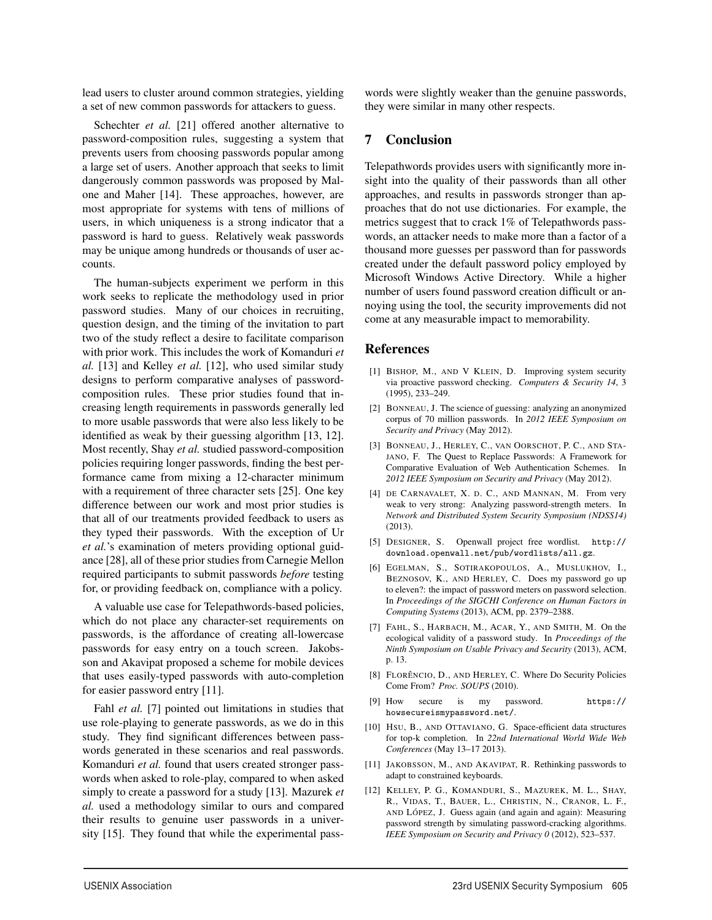lead users to cluster around common strategies, yielding a set of new common passwords for attackers to guess.

Schechter *et al.* [21] offered another alternative to password-composition rules, suggesting a system that prevents users from choosing passwords popular among a large set of users. Another approach that seeks to limit dangerously common passwords was proposed by Malone and Maher [14]. These approaches, however, are most appropriate for systems with tens of millions of users, in which uniqueness is a strong indicator that a password is hard to guess. Relatively weak passwords may be unique among hundreds or thousands of user accounts.

The human-subjects experiment we perform in this work seeks to replicate the methodology used in prior password studies. Many of our choices in recruiting, question design, and the timing of the invitation to part two of the study reflect a desire to facilitate comparison with prior work. This includes the work of Komanduri *et al.* [13] and Kelley *et al.* [12], who used similar study designs to perform comparative analyses of password-composition rules. These prior studies found that increasing length requirements in passwords generally led to more usable passwords that were also less likely to be identified as weak by their guessing algorithm [13, 12]. Most recently, Shay *et al.* studied password-composition policies requiring longer passwords, finding the best performance came from mixing a 12-character minimum with a requirement of three character sets [25]. One key difference between our work and most prior studies is that all of our treatments provided feedback to users as they typed their passwords. With the exception of Ur *et al.*'s examination of meters providing optional guidance [28], all of these prior studies from Carnegie Mellon required participants to submit passwords *before* testing for, or providing feedback on, compliance with a policy.

A valuable use case for Telepathwords-based policies, which do not place any character-set requirements on passwords, is the affordance of creating all-lowercase passwords for easy entry on a touch screen. Jakobsson and Akavipat proposed a scheme for mobile devices that uses easily-typed passwords with auto-completion for easier password entry [11].

Fahl *et al.* [7] pointed out limitations in studies that use role-playing to generate passwords, as we do in this study. They find significant differences between passwords generated in these scenarios and real passwords. Komanduri *et al.* found that users created stronger passwords when asked to role-play, compared to when asked simply to create a password for a study [13]. Mazurek *et al.* used a methodology similar to ours and compared their results to genuine user passwords in a university [15]. They found that while the experimental passwords were slightly weaker than the genuine passwords, they were similar in many other respects.

## 7 Conclusion

Telepathwords provides users with significantly more insight into the quality of their passwords than all other approaches, and results in passwords stronger than approaches that do not use dictionaries. For example, the metrics suggest that to crack 1% of Telepathwords passwords, an attacker needs to make more than a factor of a thousand more guesses per password than for passwords created under the default password policy employed by Microsoft Windows Active Directory. While a higher number of users found password creation difficult or annoying using the tool, the security improvements did not come at any measurable impact to memorability.

## References

[1] Bishop, M., and V Klein, D. Improving system security via proactive password checking. *Computers & Security 14*, 3 (1995), 233–249.

[2] Bonneau, J. The science of guessing: analyzing an anonymized corpus of 70 million passwords. In *2012 IEEE Symposium on Security and Privacy* (May 2012).

[3] Bonneau, J., Herley, C., van Oorschot, P. C., and Stajano, F. The Quest to Replace Passwords: A Framework for Comparative Evaluation of Web Authentication Schemes. In *2012 IEEE Symposium on Security and Privacy* (May 2012).

[4] de Carnavalet, X. d. C., and Mannan, M. From very weak to very strong: Analyzing password-strength meters. In *Network and Distributed System Security Symposium (NDSS14)* (2013).

[5] Designer, S. Openwall project free wordlist. `http://download.openwall.net/pub/wordlists/all.gz`.

[6] Egelman, S., Sotirakopoulos, A., Muslukhov, I., Beznosov, K., and Herley, C. Does my password go up to eleven?: the impact of password meters on password selection. In *Proceedings of the SIGCHI Conference on Human Factors in Computing Systems* (2013), ACM, pp. 2379–2388.

[7] Fahl, S., Harbach, M., Acar, Y., and Smith, M. On the ecological validity of a password study. In *Proceedings of the Ninth Symposium on Usable Privacy and Security* (2013), ACM, p. 13.

[8] Florêncio, D., and Herley, C. Where Do Security Policies Come From? *Proc. SOUPS* (2010).

[9] How secure is my password. `https://howsecureismypassword.net/`.

[10] Hsu, B., and Ottaviano, G. Space-efficient data structures for top-k completion. In *22nd International World Wide Web Conferences* (May 13–17 2013).

[11] Jakobsson, M., and Akavipat, R. Rethinking passwords to adapt to constrained keyboards.

[12] Kelley, P. G., Komanduri, S., Mazurek, M. L., Shay, R., Vidas, T., Bauer, L., Christin, N., Cranor, L. F., and López, J. Guess again (and again and again): Measuring password strength by simulating password-cracking algorithms. *IEEE Symposium on Security and Privacy 0* (2012), 523–537.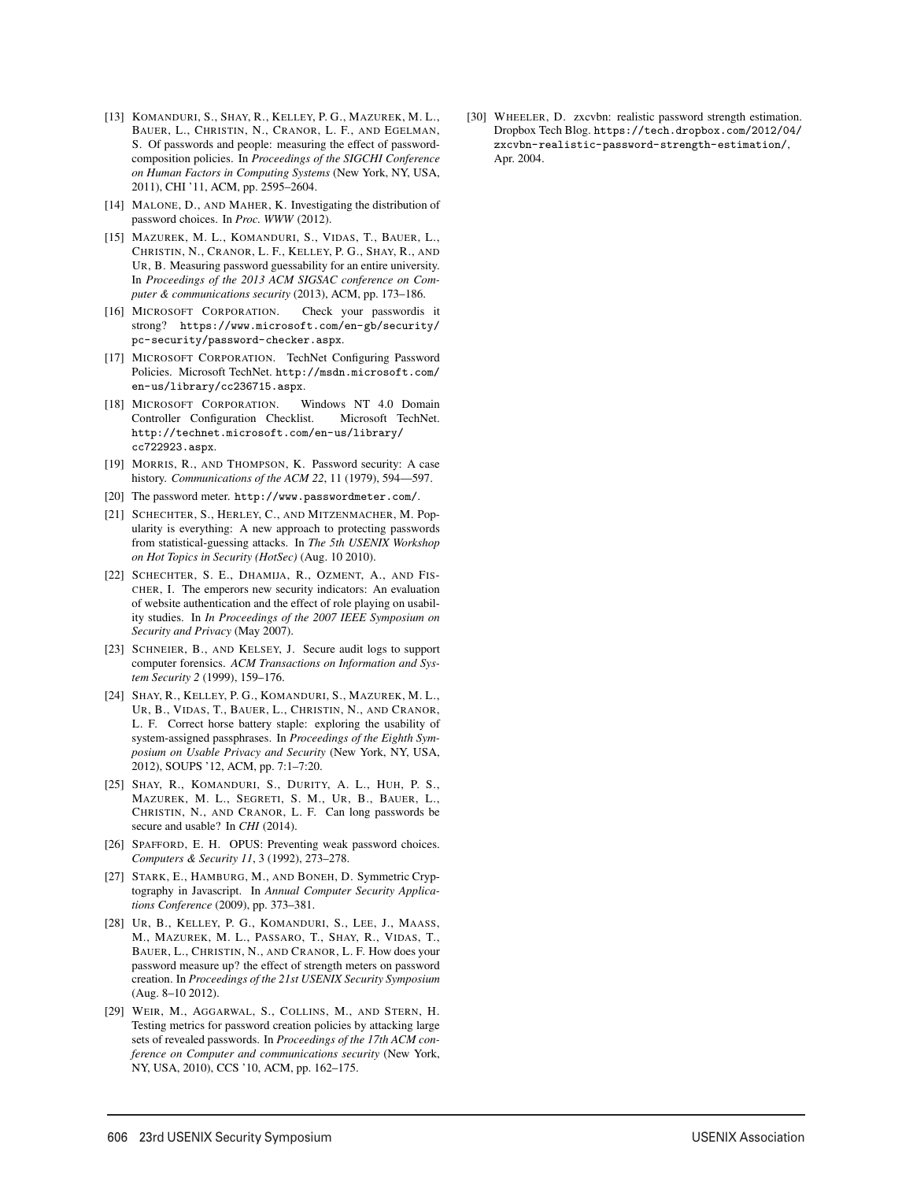[13] KOMANDURI, S., SHAY, R., KELLEY, P. G., MAZUREK, M. L., BAUER, L., CHRISTIN, N., CRANOR, L. F., AND EGELMAN, S. Of passwords and people: measuring the effect of password-composition policies. In *Proceedings of the SIGCHI Conference on Human Factors in Computing Systems* (New York, NY, USA, 2011), CHI '11, ACM, pp. 2595–2604.

[14] MALONE, D., AND MAHER, K. Investigating the distribution of password choices. In *Proc. WWW* (2012).

[15] MAZUREK, M. L., KOMANDURI, S., VIDAS, T., BAUER, L., CHRISTIN, N., CRANOR, L. F., KELLEY, P. G., SHAY, R., AND UR, B. Measuring password guessability for an entire university. In *Proceedings of the 2013 ACM SIGSAC conference on Computer & communications security* (2013), ACM, pp. 173–186.

[16] MICROSOFT CORPORATION. Check your passwordis it strong? `https://www.microsoft.com/en-gb/security/pc-security/password-checker.aspx`.

[17] MICROSOFT CORPORATION. TechNet Configuring Password Policies. Microsoft TechNet. `http://msdn.microsoft.com/en-us/library/cc236715.aspx`.

[18] MICROSOFT CORPORATION. Windows NT 4.0 Domain Controller Configuration Checklist. Microsoft TechNet. `http://technet.microsoft.com/en-us/library/cc722923.aspx`.

[19] MORRIS, R., AND THOMPSON, K. Password security: A case history. *Communications of the ACM 22*, 11 (1979), 594—597.

[20] The password meter. `http://www.passwordmeter.com/`.

[21] SCHECHTER, S., HERLEY, C., AND MITZENMACHER, M. Popularity is everything: A new approach to protecting passwords from statistical-guessing attacks. In *The 5th USENIX Workshop on Hot Topics in Security (HotSec)* (Aug. 10 2010).

[22] SCHECHTER, S. E., DHAMIJA, R., OZMENT, A., AND FISCHER, I. The emperors new security indicators: An evaluation of website authentication and the effect of role playing on usability studies. In *In Proceedings of the 2007 IEEE Symposium on Security and Privacy* (May 2007).

[23] SCHNEIER, B., AND KELSEY, J. Secure audit logs to support computer forensics. *ACM Transactions on Information and System Security 2* (1999), 159–176.

[24] SHAY, R., KELLEY, P. G., KOMANDURI, S., MAZUREK, M. L., UR, B., VIDAS, T., BAUER, L., CHRISTIN, N., AND CRANOR, L. F. Correct horse battery staple: exploring the usability of system-assigned passphrases. In *Proceedings of the Eighth Symposium on Usable Privacy and Security* (New York, NY, USA, 2012), SOUPS '12, ACM, pp. 7:1–7:20.

[25] SHAY, R., KOMANDURI, S., DURITY, A. L., HUH, P. S., MAZUREK, M. L., SEGRETI, S. M., UR, B., BAUER, L., CHRISTIN, N., AND CRANOR, L. F. Can long passwords be secure and usable? In *CHI* (2014).

[26] SPAFFORD, E. H. OPUS: Preventing weak password choices. *Computers & Security 11*, 3 (1992), 273–278.

[27] STARK, E., HAMBURG, M., AND BONEH, D. Symmetric Cryptography in Javascript. In *Annual Computer Security Applications Conference* (2009), pp. 373–381.

[28] UR, B., KELLEY, P. G., KOMANDURI, S., LEE, J., MAASS, M., MAZUREK, M. L., PASSARO, T., SHAY, R., VIDAS, T., BAUER, L., CHRISTIN, N., AND CRANOR, L. F. How does your password measure up? the effect of strength meters on password creation. In *Proceedings of the 21st USENIX Security Symposium* (Aug. 8–10 2012).

[29] WEIR, M., AGGARWAL, S., COLLINS, M., AND STERN, H. Testing metrics for password creation policies by attacking large sets of revealed passwords. In *Proceedings of the 17th ACM conference on Computer and communications security* (New York, NY, USA, 2010), CCS '10, ACM, pp. 162–175.

[30] WHEELER, D. zxcvbn: realistic password strength estimation. Dropbox Tech Blog. `https://tech.dropbox.com/2012/04/zxcvbn-realistic-password-strength-estimation/`, Apr. 2004.